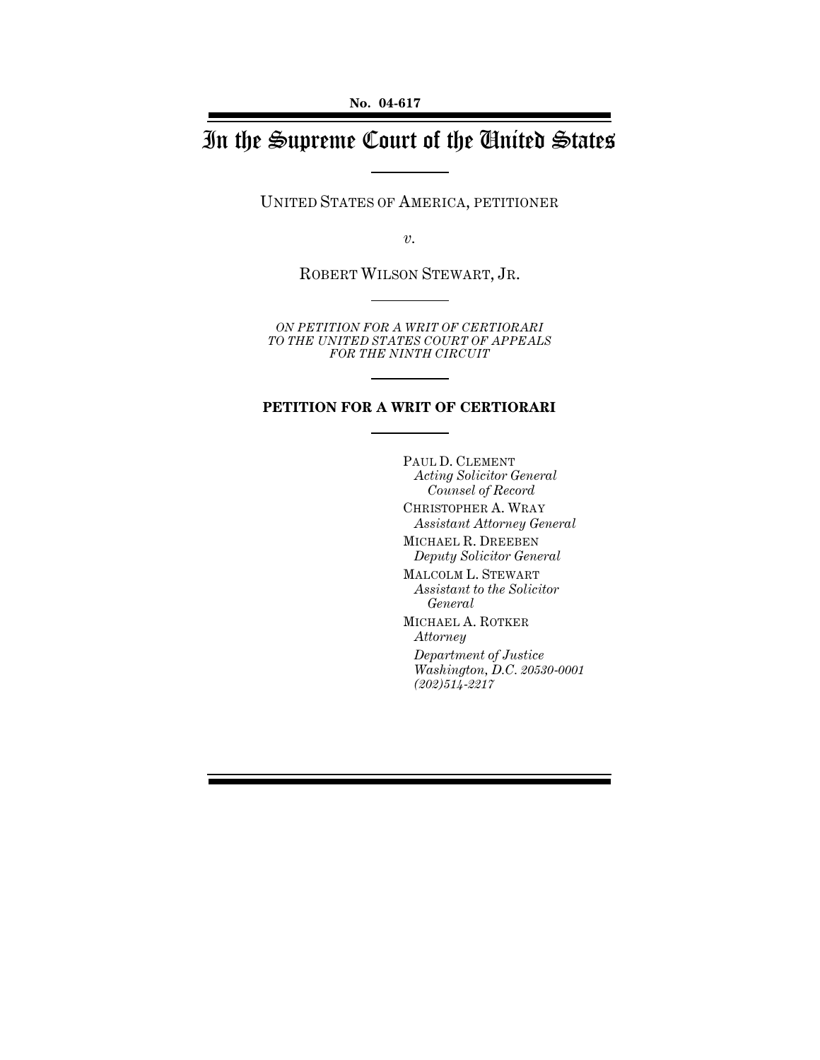No. 04-617

# In the Supreme Court of the United States

UNITED STATES OF AMERICA, PETITIONER

*v.*

ROBERT WILSON STEWART, JR.

*ON PETITION FOR A WRIT OF CERTIORARI TO THE UNITED STATES COURT OF APPEALS FOR THE NINTH CIRCUIT*

## PETITION FOR A WRIT OF CERTIORARI

PAUL D. CLEMENT
*Acting Solicitor General*
*Counsel of Record*

CHRISTOPHER A. WRAY
*Assistant Attorney General*

MICHAEL R. DREEBEN
*Deputy Solicitor General*

MALCOLM L. STEWART
*Assistant to the Solicitor General*

MICHAEL A. ROTKER
*Attorney*

*Department of Justice*
*Washington, D.C. 20530-0001*
*(202)514-2217*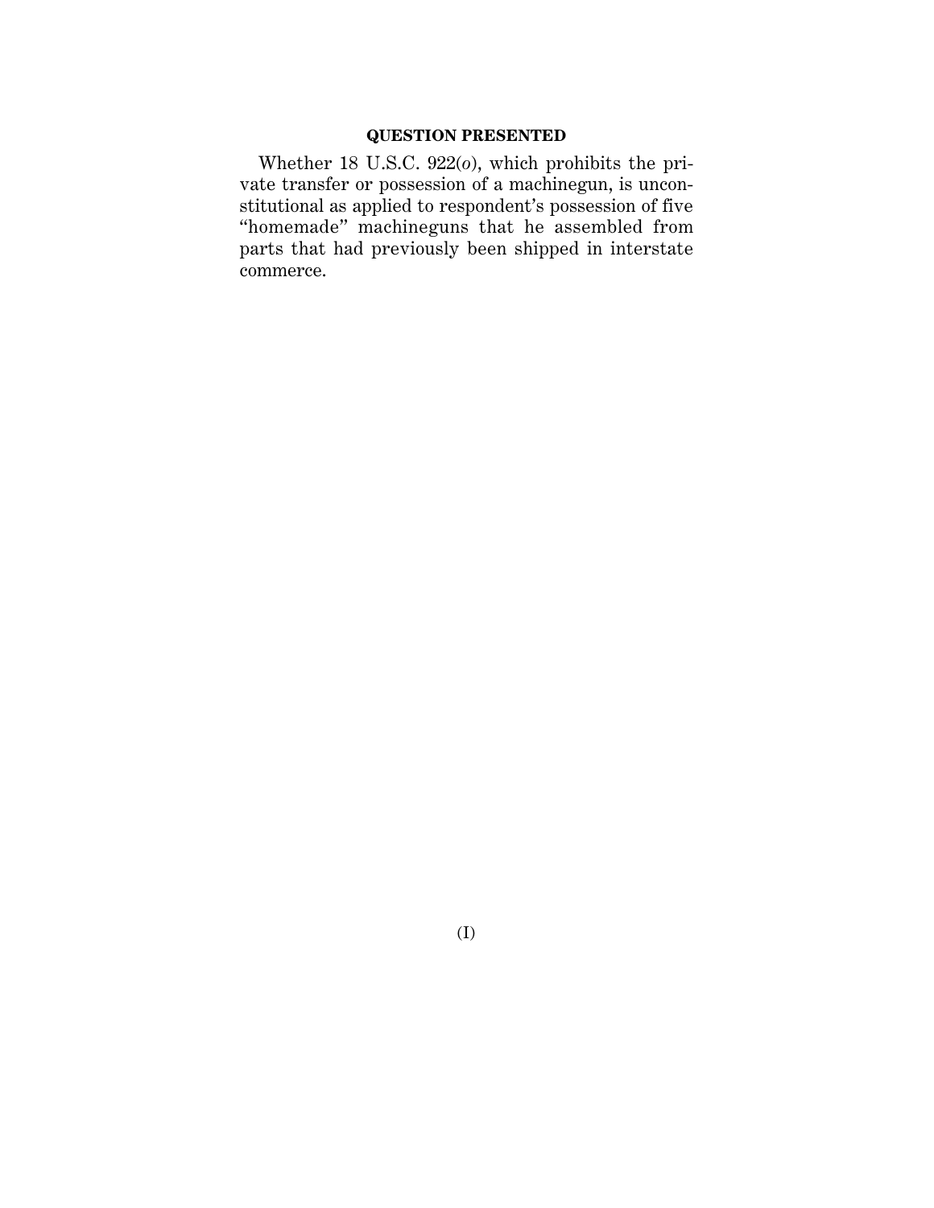## QUESTION PRESENTED

Whether 18 U.S.C. 922(*o*), which prohibits the private transfer or possession of a machinegun, is unconstitutional as applied to respondent's possession of five "homemade" machineguns that he assembled from parts that had previously been shipped in interstate commerce.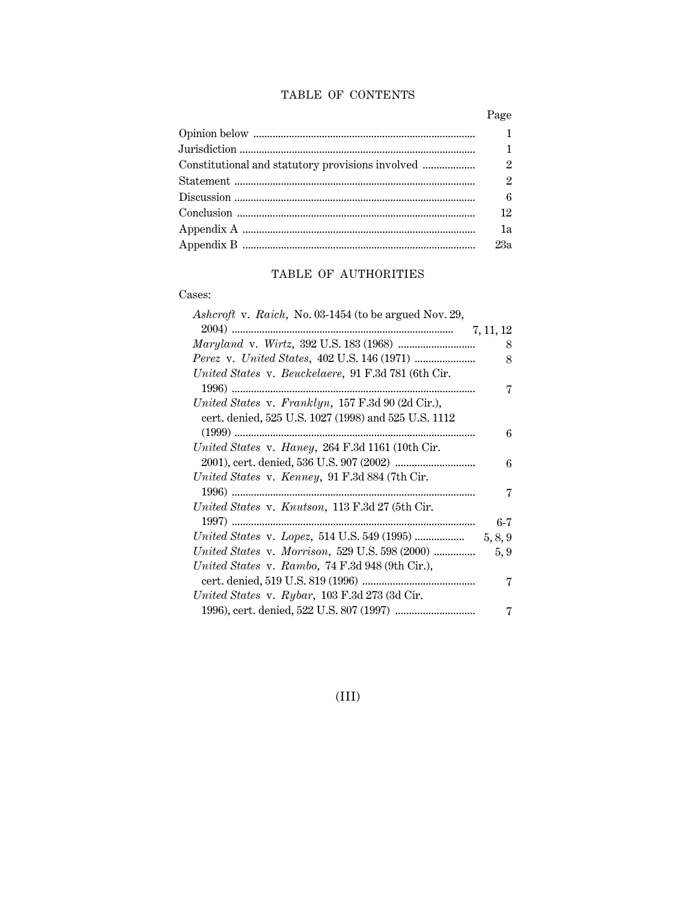# TABLE OF CONTENTS

| | Page |
|---|---|
| Opinion below | 1 |
| Jurisdiction | 1 |
| Constitutional and statutory provisions involved | 2 |
| Statement | 2 |
| Discussion | 6 |
| Conclusion | 12 |
| Appendix A | 1a |
| Appendix B | 23a |

# TABLE OF AUTHORITIES

Cases:

| | |
|---|---|
| *Ashcroft* v. *Raich*, No. 03-1454 (to be argued Nov. 29, 2004) | 7, 11, 12 |
| *Maryland* v. *Wirtz*, 392 U.S. 183 (1968) | 8 |
| *Perez* v. *United States*, 402 U.S. 146 (1971) | 8 |
| *United States* v. *Beuckelaere*, 91 F.3d 781 (6th Cir. 1996) | 7 |
| *United States* v. *Franklyn*, 157 F.3d 90 (2d Cir.), cert. denied, 525 U.S. 1027 (1998) and 525 U.S. 1112 (1999) | 6 |
| *United States* v. *Haney*, 264 F.3d 1161 (10th Cir. 2001), cert. denied, 536 U.S. 907 (2002) | 6 |
| *United States* v. *Kenney*, 91 F.3d 884 (7th Cir. 1996) | 7 |
| *United States* v. *Knutson*, 113 F.3d 27 (5th Cir. 1997) | 6-7 |
| *United States* v. *Lopez*, 514 U.S. 549 (1995) | 5, 8, 9 |
| *United States* v. *Morrison*, 529 U.S. 598 (2000) | 5, 9 |
| *United States* v. *Rambo*, 74 F.3d 948 (9th Cir.), cert. denied, 519 U.S. 819 (1996) | 7 |
| *United States* v. *Rybar*, 103 F.3d 273 (3d Cir. 1996), cert. denied, 522 U.S. 807 (1997) | 7 |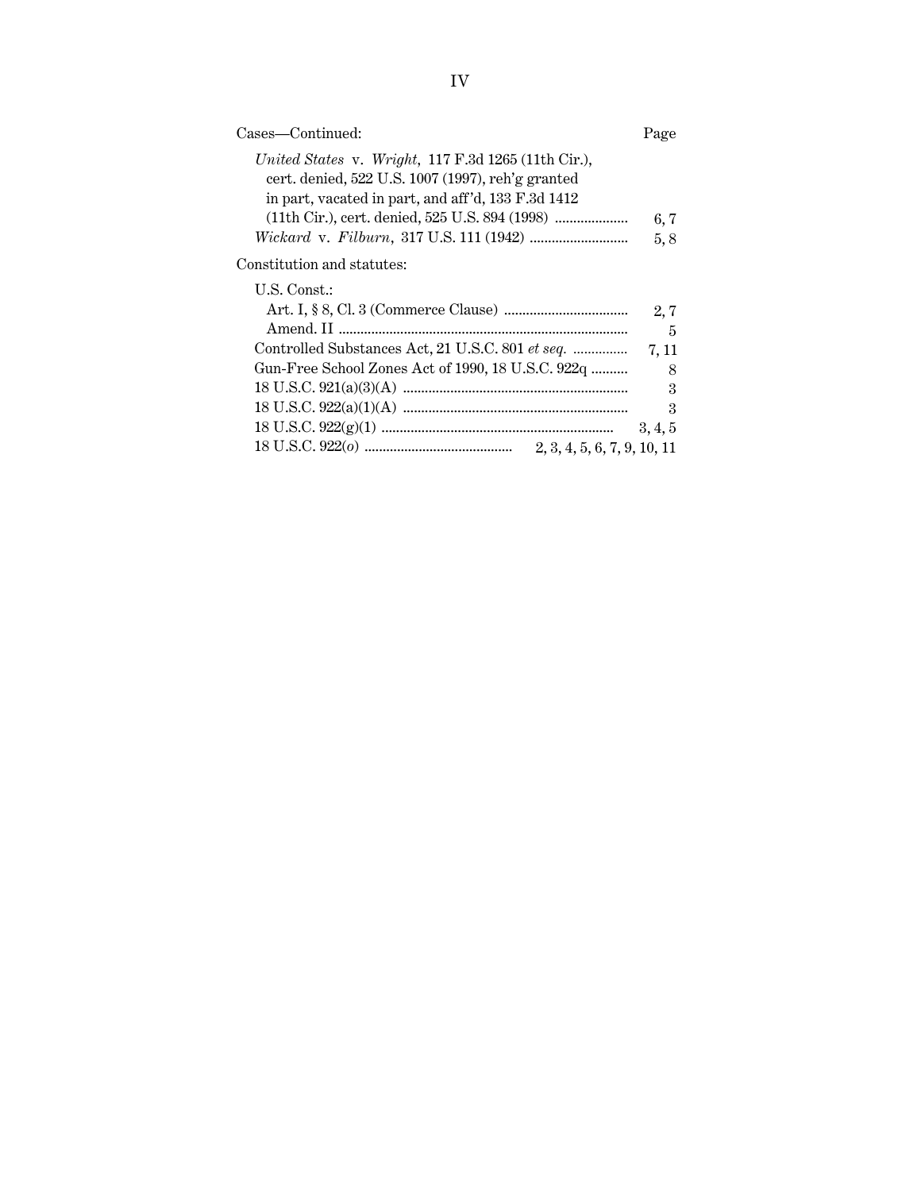Cases—Continued: Page

*United States* v. *Wright*, 117 F.3d 1265 (11th Cir.), cert. denied, 522 U.S. 1007 (1997), reh'g granted in part, vacated in part, and aff'd, 133 F.3d 1412 (11th Cir.), cert. denied, 525 U.S. 894 (1998) .................... 6, 7

*Wickard* v. *Filburn*, 317 U.S. 111 (1942) ........................... 5, 8

Constitution and statutes:

U.S. Const.:

Art. I, § 8, Cl. 3 (Commerce Clause) .................................. 2, 7

Amend. II ............................................................................... 5

Controlled Substances Act, 21 U.S.C. 801 *et seq.* ............... 7, 11

Gun-Free School Zones Act of 1990, 18 U.S.C. 922q .......... 8

18 U.S.C. 921(a)(3)(A) ............................................................ 3

18 U.S.C. 922(a)(1)(A) ............................................................ 3

18 U.S.C. 922(g)(1) ............................................................... 3, 4, 5

18 U.S.C. 922(*o*) ........................................ 2, 3, 4, 5, 6, 7, 9, 10, 11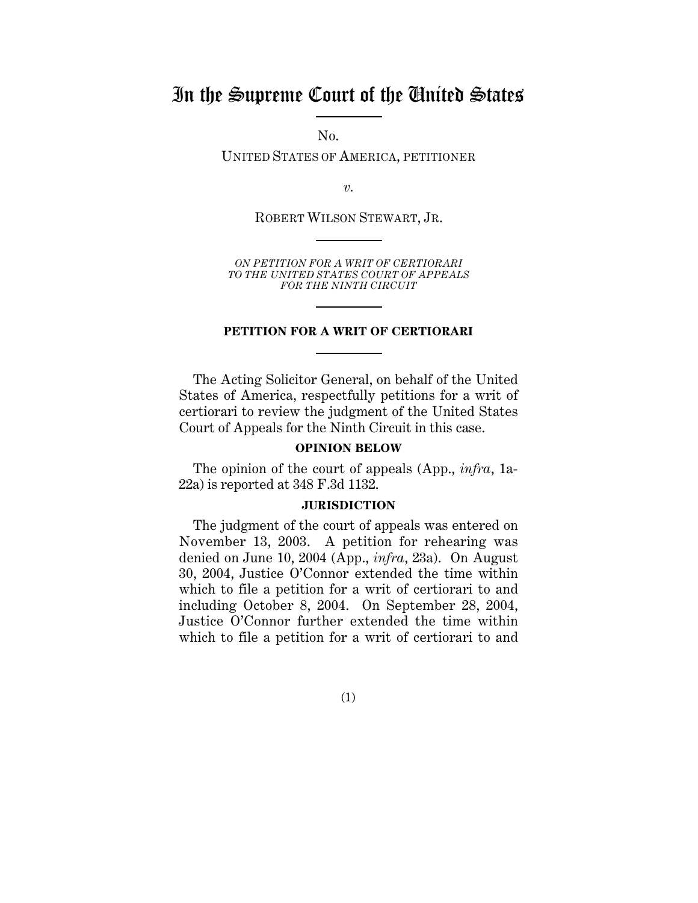# In the Supreme Court of the United States

No.

UNITED STATES OF AMERICA, PETITIONER

*v.*

ROBERT WILSON STEWART, JR.

*ON PETITION FOR A WRIT OF CERTIORARI TO THE UNITED STATES COURT OF APPEALS FOR THE NINTH CIRCUIT*

## PETITION FOR A WRIT OF CERTIORARI

The Acting Solicitor General, on behalf of the United States of America, respectfully petitions for a writ of certiorari to review the judgment of the United States Court of Appeals for the Ninth Circuit in this case.

### OPINION BELOW

The opinion of the court of appeals (App., *infra*, 1a-22a) is reported at 348 F.3d 1132.

### JURISDICTION

The judgment of the court of appeals was entered on November 13, 2003. A petition for rehearing was denied on June 10, 2004 (App., *infra*, 23a). On August 30, 2004, Justice O'Connor extended the time within which to file a petition for a writ of certiorari to and including October 8, 2004. On September 28, 2004, Justice O'Connor further extended the time within which to file a petition for a writ of certiorari to and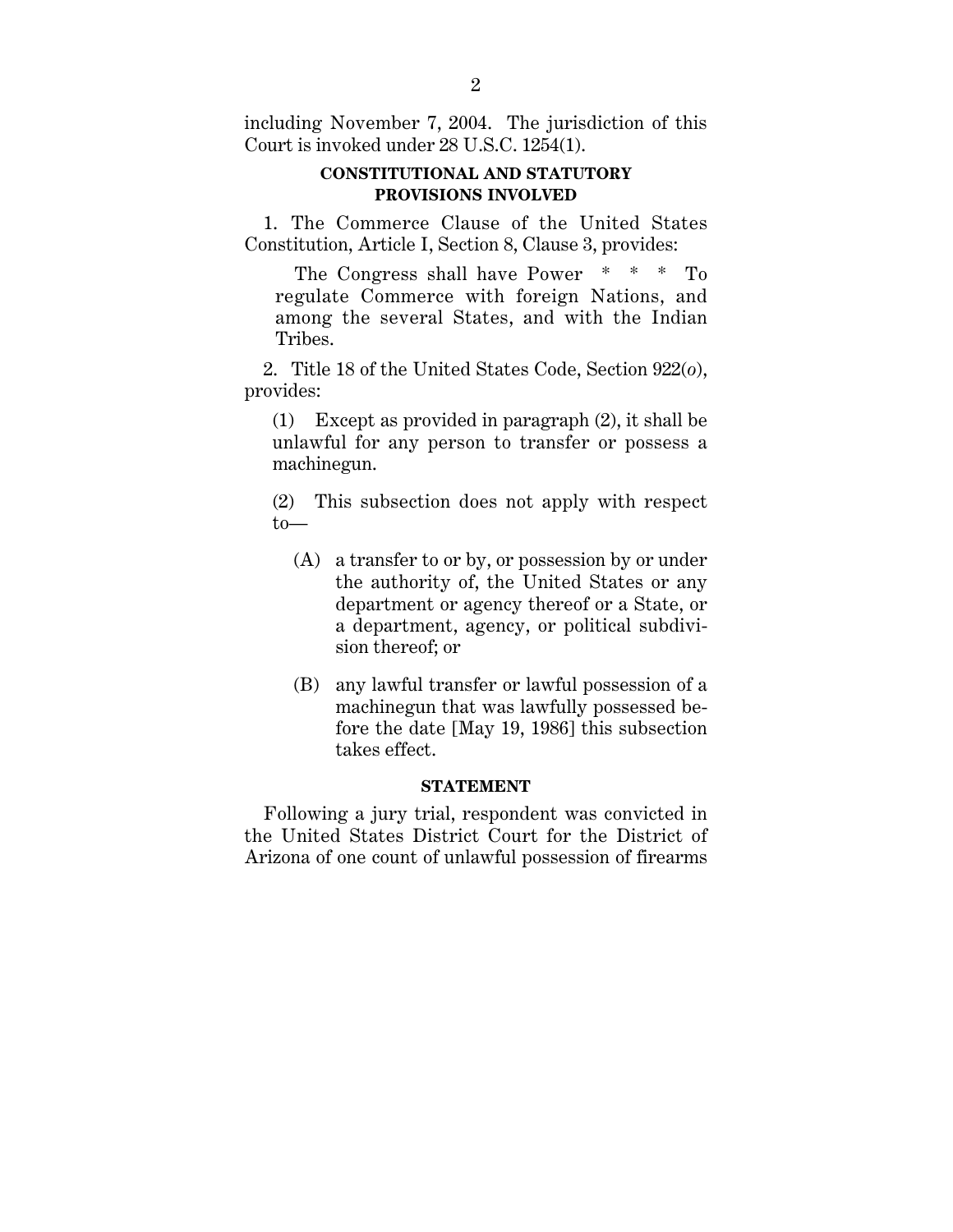including November 7, 2004. The jurisdiction of this Court is invoked under 28 U.S.C. 1254(1).

## CONSTITUTIONAL AND STATUTORY PROVISIONS INVOLVED

1. The Commerce Clause of the United States Constitution, Article I, Section 8, Clause 3, provides:

> The Congress shall have Power * * * To regulate Commerce with foreign Nations, and among the several States, and with the Indian Tribes.

2. Title 18 of the United States Code, Section 922(*o*), provides:

> (1) Except as provided in paragraph (2), it shall be unlawful for any person to transfer or possess a machinegun.
>
> (2) This subsection does not apply with respect to—
>
> > (A) a transfer to or by, or possession by or under the authority of, the United States or any department or agency thereof or a State, or a department, agency, or political subdivision thereof; or
> >
> > (B) any lawful transfer or lawful possession of a machinegun that was lawfully possessed before the date [May 19, 1986] this subsection takes effect.

## STATEMENT

Following a jury trial, respondent was convicted in the United States District Court for the District of Arizona of one count of unlawful possession of firearms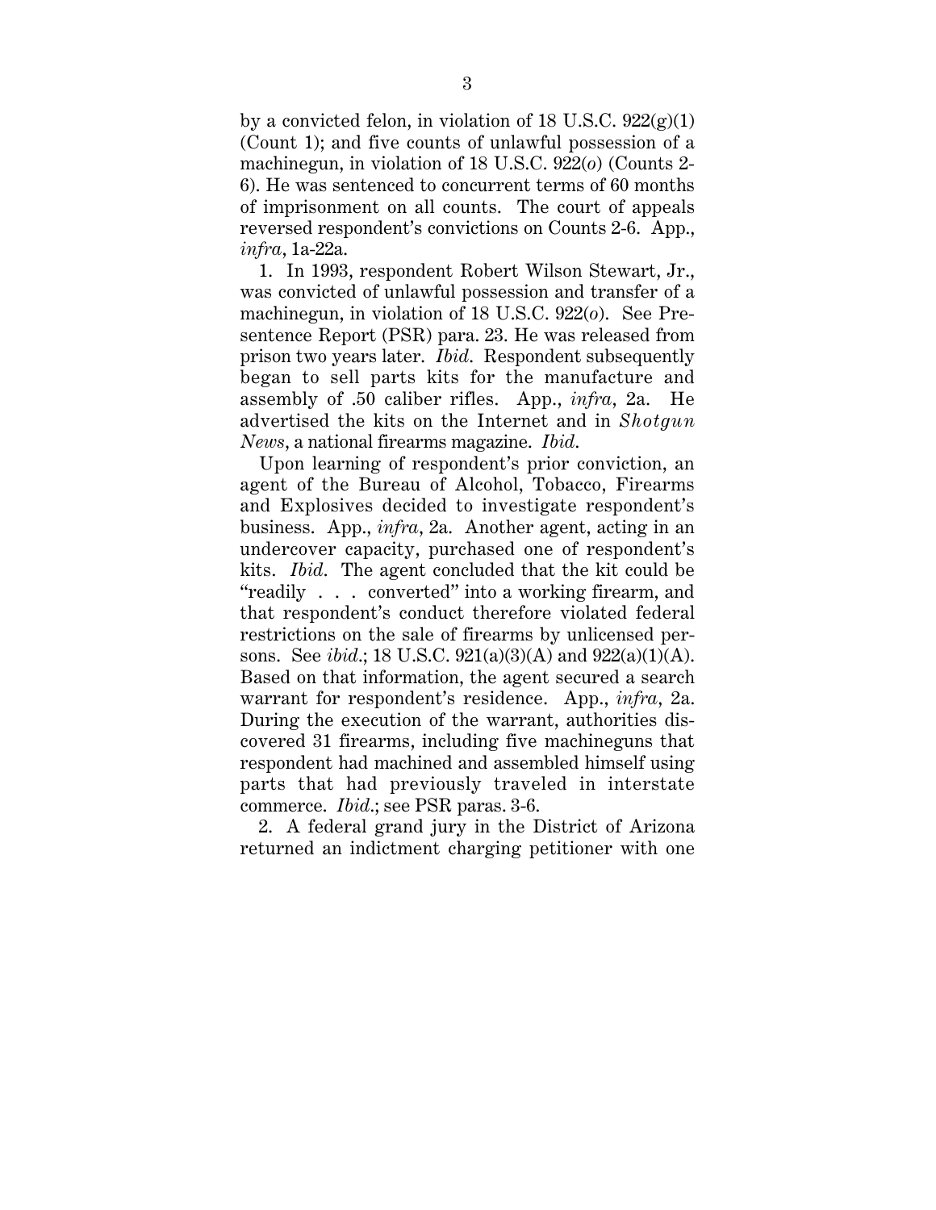by a convicted felon, in violation of 18 U.S.C. 922(g)(1) (Count 1); and five counts of unlawful possession of a machinegun, in violation of 18 U.S.C. 922(*o*) (Counts 2-6). He was sentenced to concurrent terms of 60 months of imprisonment on all counts. The court of appeals reversed respondent's convictions on Counts 2-6. App., *infra*, 1a-22a.

1. In 1993, respondent Robert Wilson Stewart, Jr., was convicted of unlawful possession and transfer of a machinegun, in violation of 18 U.S.C. 922(*o*). See Presentence Report (PSR) para. 23. He was released from prison two years later. *Ibid.* Respondent subsequently began to sell parts kits for the manufacture and assembly of .50 caliber rifles. App., *infra*, 2a. He advertised the kits on the Internet and in *Shotgun News*, a national firearms magazine. *Ibid.*

Upon learning of respondent's prior conviction, an agent of the Bureau of Alcohol, Tobacco, Firearms and Explosives decided to investigate respondent's business. App., *infra*, 2a. Another agent, acting in an undercover capacity, purchased one of respondent's kits. *Ibid.* The agent concluded that the kit could be "readily . . . converted" into a working firearm, and that respondent's conduct therefore violated federal restrictions on the sale of firearms by unlicensed persons. See *ibid.*; 18 U.S.C. 921(a)(3)(A) and 922(a)(1)(A). Based on that information, the agent secured a search warrant for respondent's residence. App., *infra*, 2a. During the execution of the warrant, authorities discovered 31 firearms, including five machineguns that respondent had machined and assembled himself using parts that had previously traveled in interstate commerce. *Ibid.*; see PSR paras. 3-6.

2. A federal grand jury in the District of Arizona returned an indictment charging petitioner with one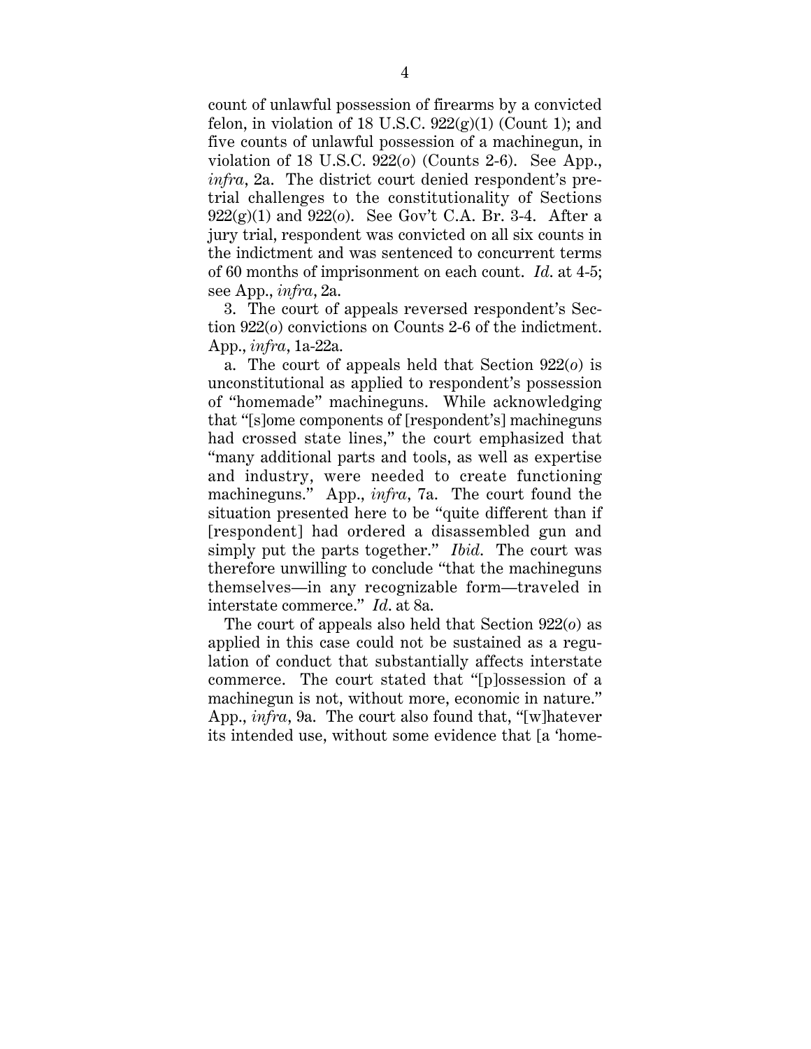count of unlawful possession of firearms by a convicted felon, in violation of 18 U.S.C. 922(g)(1) (Count 1); and five counts of unlawful possession of a machinegun, in violation of 18 U.S.C. 922(*o*) (Counts 2-6). See App., *infra*, 2a. The district court denied respondent's pretrial challenges to the constitutionality of Sections 922(g)(1) and 922(*o*). See Gov't C.A. Br. 3-4. After a jury trial, respondent was convicted on all six counts in the indictment and was sentenced to concurrent terms of 60 months of imprisonment on each count. *Id*. at 4-5; see App., *infra*, 2a.

3. The court of appeals reversed respondent's Section 922(*o*) convictions on Counts 2-6 of the indictment. App., *infra*, 1a-22a.

a. The court of appeals held that Section 922(*o*) is unconstitutional as applied to respondent's possession of "homemade" machineguns. While acknowledging that "[s]ome components of [respondent's] machineguns had crossed state lines," the court emphasized that "many additional parts and tools, as well as expertise and industry, were needed to create functioning machineguns." App., *infra*, 7a. The court found the situation presented here to be "quite different than if [respondent] had ordered a disassembled gun and simply put the parts together." *Ibid*. The court was therefore unwilling to conclude "that the machineguns themselves—in any recognizable form—traveled in interstate commerce." *Id*. at 8a.

The court of appeals also held that Section 922(*o*) as applied in this case could not be sustained as a regulation of conduct that substantially affects interstate commerce. The court stated that "[p]ossession of a machinegun is not, without more, economic in nature." App., *infra*, 9a. The court also found that, "[w]hatever its intended use, without some evidence that [a 'home-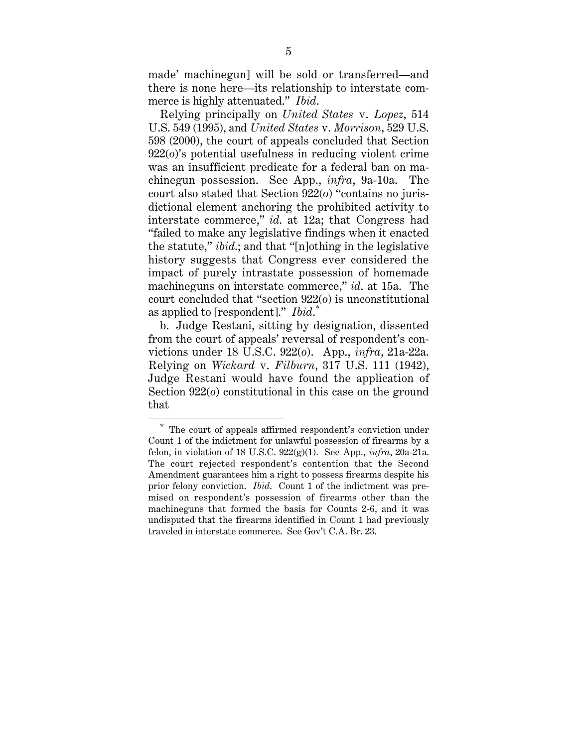made' machinegun] will be sold or transferred—and there is none here—its relationship to interstate commerce is highly attenuated." *Ibid.*

Relying principally on *United States* v. *Lopez*, 514 U.S. 549 (1995), and *United States* v. *Morrison*, 529 U.S. 598 (2000), the court of appeals concluded that Section 922(*o*)'s potential usefulness in reducing violent crime was an insufficient predicate for a federal ban on machinegun possession. See App., *infra*, 9a-10a. The court also stated that Section 922(*o*) "contains no jurisdictional element anchoring the prohibited activity to interstate commerce," *id.* at 12a; that Congress had "failed to make any legislative findings when it enacted the statute," *ibid.*; and that "[n]othing in the legislative history suggests that Congress ever considered the impact of purely intrastate possession of homemade machineguns on interstate commerce," *id.* at 15a. The court concluded that "section 922(*o*) is unconstitutional as applied to [respondent]." *Ibid.*[*]

b. Judge Restani, sitting by designation, dissented from the court of appeals' reversal of respondent's convictions under 18 U.S.C. 922(*o*). App., *infra*, 21a-22a. Relying on *Wickard* v. *Filburn*, 317 U.S. 111 (1942), Judge Restani would have found the application of Section 922(*o*) constitutional in this case on the ground that

---

[*] The court of appeals affirmed respondent's conviction under Count 1 of the indictment for unlawful possession of firearms by a felon, in violation of 18 U.S.C. 922(g)(1). See App., *infra*, 20a-21a. The court rejected respondent's contention that the Second Amendment guarantees him a right to possess firearms despite his prior felony conviction. *Ibid.* Count 1 of the indictment was premised on respondent's possession of firearms other than the machineguns that formed the basis for Counts 2-6, and it was undisputed that the firearms identified in Count 1 had previously traveled in interstate commerce. See Gov't C.A. Br. 23.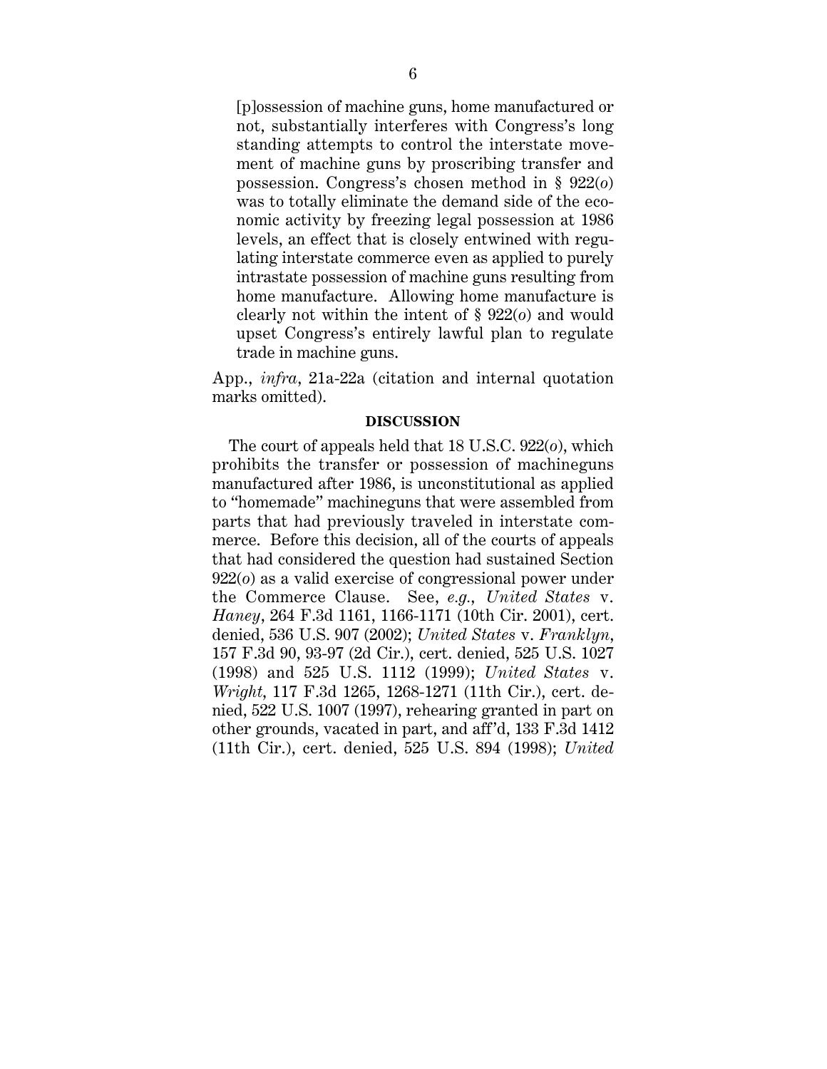> [p]ossession of machine guns, home manufactured or not, substantially interferes with Congress's long standing attempts to control the interstate movement of machine guns by proscribing transfer and possession. Congress's chosen method in § 922(*o*) was to totally eliminate the demand side of the economic activity by freezing legal possession at 1986 levels, an effect that is closely entwined with regulating interstate commerce even as applied to purely intrastate possession of machine guns resulting from home manufacture. Allowing home manufacture is clearly not within the intent of § 922(*o*) and would upset Congress's entirely lawful plan to regulate trade in machine guns.

App., *infra*, 21a-22a (citation and internal quotation marks omitted).

**DISCUSSION**

The court of appeals held that 18 U.S.C. 922(*o*), which prohibits the transfer or possession of machineguns manufactured after 1986, is unconstitutional as applied to "homemade" machineguns that were assembled from parts that had previously traveled in interstate commerce. Before this decision, all of the courts of appeals that had considered the question had sustained Section 922(*o*) as a valid exercise of congressional power under the Commerce Clause. See, *e.g.*, *United States* v. *Haney*, 264 F.3d 1161, 1166-1171 (10th Cir. 2001), cert. denied, 536 U.S. 907 (2002); *United States* v. *Franklyn*, 157 F.3d 90, 93-97 (2d Cir.), cert. denied, 525 U.S. 1027 (1998) and 525 U.S. 1112 (1999); *United States* v. *Wright*, 117 F.3d 1265, 1268-1271 (11th Cir.), cert. denied, 522 U.S. 1007 (1997), rehearing granted in part on other grounds, vacated in part, and aff'd, 133 F.3d 1412 (11th Cir.), cert. denied, 525 U.S. 894 (1998); *United*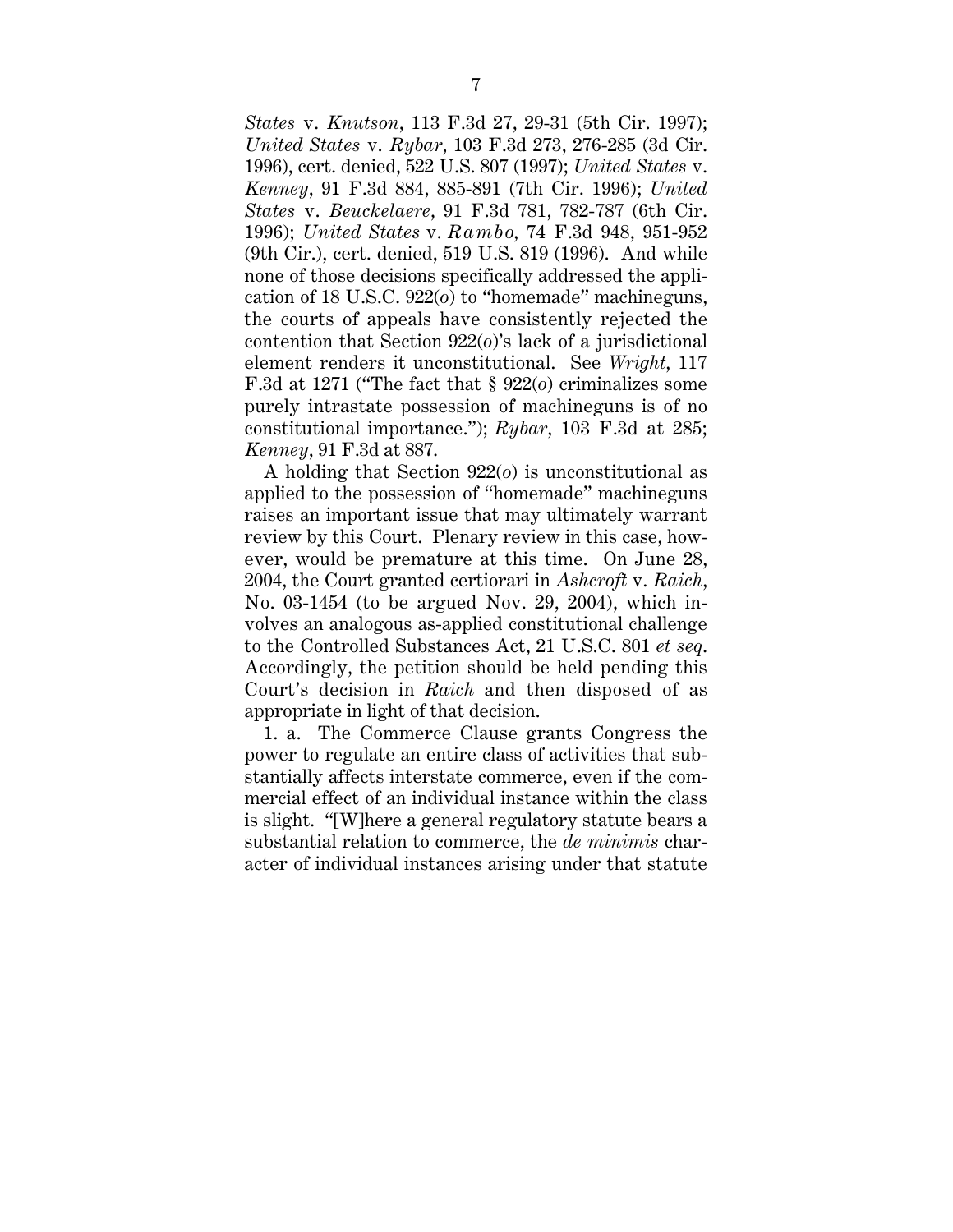*States* v. *Knutson*, 113 F.3d 27, 29-31 (5th Cir. 1997); *United States* v. *Rybar*, 103 F.3d 273, 276-285 (3d Cir. 1996), cert. denied, 522 U.S. 807 (1997); *United States* v. *Kenney*, 91 F.3d 884, 885-891 (7th Cir. 1996); *United States* v. *Beuckelaere*, 91 F.3d 781, 782-787 (6th Cir. 1996); *United States* v. *Rambo*, 74 F.3d 948, 951-952 (9th Cir.), cert. denied, 519 U.S. 819 (1996). And while none of those decisions specifically addressed the application of 18 U.S.C. 922(*o*) to "homemade" machineguns, the courts of appeals have consistently rejected the contention that Section 922(*o*)'s lack of a jurisdictional element renders it unconstitutional. See *Wright*, 117 F.3d at 1271 ("The fact that § 922(*o*) criminalizes some purely intrastate possession of machineguns is of no constitutional importance."); *Rybar*, 103 F.3d at 285; *Kenney*, 91 F.3d at 887.

A holding that Section 922(*o*) is unconstitutional as applied to the possession of "homemade" machineguns raises an important issue that may ultimately warrant review by this Court. Plenary review in this case, however, would be premature at this time. On June 28, 2004, the Court granted certiorari in *Ashcroft* v. *Raich*, No. 03-1454 (to be argued Nov. 29, 2004), which involves an analogous as-applied constitutional challenge to the Controlled Substances Act, 21 U.S.C. 801 *et seq.* Accordingly, the petition should be held pending this Court's decision in *Raich* and then disposed of as appropriate in light of that decision.

1. a. The Commerce Clause grants Congress the power to regulate an entire class of activities that substantially affects interstate commerce, even if the commercial effect of an individual instance within the class is slight. "[W]here a general regulatory statute bears a substantial relation to commerce, the *de minimis* character of individual instances arising under that statute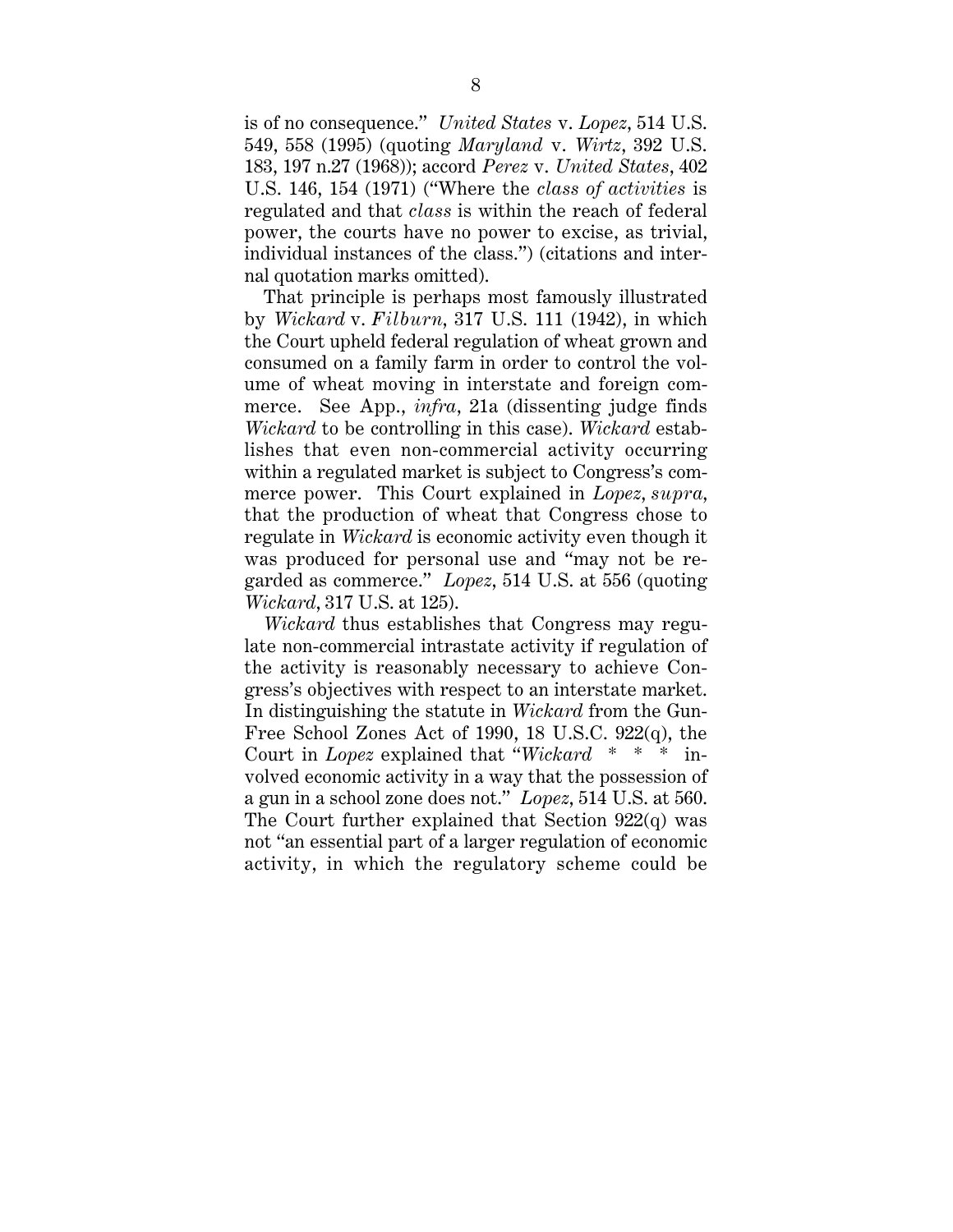is of no consequence." *United States* v. *Lopez*, 514 U.S. 549, 558 (1995) (quoting *Maryland* v. *Wirtz*, 392 U.S. 183, 197 n.27 (1968)); accord *Perez* v. *United States*, 402 U.S. 146, 154 (1971) ("Where the *class of activities* is regulated and that *class* is within the reach of federal power, the courts have no power to excise, as trivial, individual instances of the class.") (citations and internal quotation marks omitted).

That principle is perhaps most famously illustrated by *Wickard* v. *Filburn*, 317 U.S. 111 (1942), in which the Court upheld federal regulation of wheat grown and consumed on a family farm in order to control the volume of wheat moving in interstate and foreign commerce. See App., *infra*, 21a (dissenting judge finds *Wickard* to be controlling in this case). *Wickard* establishes that even non-commercial activity occurring within a regulated market is subject to Congress's commerce power. This Court explained in *Lopez*, *supra*, that the production of wheat that Congress chose to regulate in *Wickard* is economic activity even though it was produced for personal use and "may not be regarded as commerce." *Lopez*, 514 U.S. at 556 (quoting *Wickard*, 317 U.S. at 125).

*Wickard* thus establishes that Congress may regulate non-commercial intrastate activity if regulation of the activity is reasonably necessary to achieve Congress's objectives with respect to an interstate market. In distinguishing the statute in *Wickard* from the Gun-Free School Zones Act of 1990, 18 U.S.C. 922(q), the Court in *Lopez* explained that "*Wickard* * * * involved economic activity in a way that the possession of a gun in a school zone does not." *Lopez*, 514 U.S. at 560. The Court further explained that Section 922(q) was not "an essential part of a larger regulation of economic activity, in which the regulatory scheme could be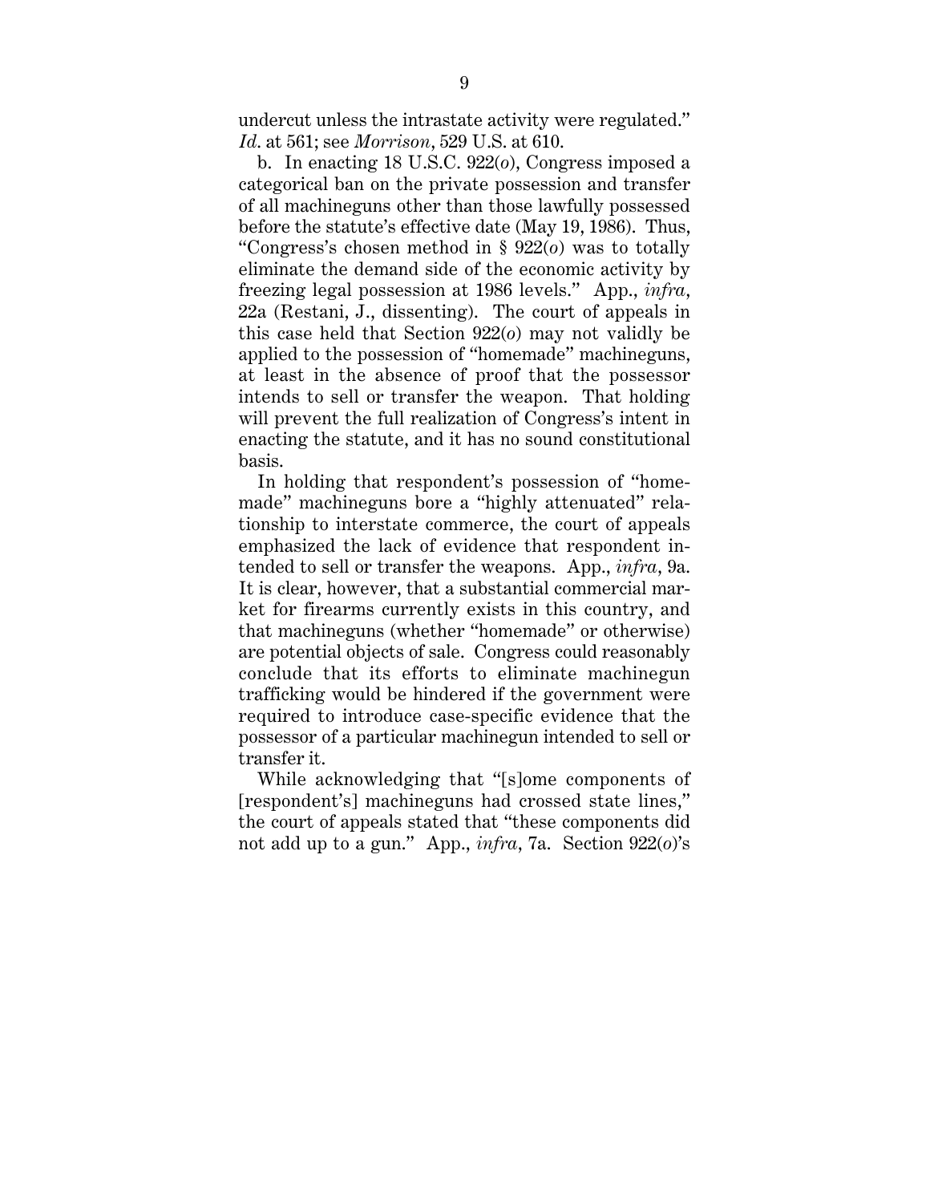undercut unless the intrastate activity were regulated." *Id*. at 561; see *Morrison*, 529 U.S. at 610.

b. In enacting 18 U.S.C. 922(*o*), Congress imposed a categorical ban on the private possession and transfer of all machineguns other than those lawfully possessed before the statute's effective date (May 19, 1986). Thus, "Congress's chosen method in § 922(*o*) was to totally eliminate the demand side of the economic activity by freezing legal possession at 1986 levels." App., *infra*, 22a (Restani, J., dissenting). The court of appeals in this case held that Section 922(*o*) may not validly be applied to the possession of "homemade" machineguns, at least in the absence of proof that the possessor intends to sell or transfer the weapon. That holding will prevent the full realization of Congress's intent in enacting the statute, and it has no sound constitutional basis.

In holding that respondent's possession of "homemade" machineguns bore a "highly attenuated" relationship to interstate commerce, the court of appeals emphasized the lack of evidence that respondent intended to sell or transfer the weapons. App., *infra*, 9a. It is clear, however, that a substantial commercial market for firearms currently exists in this country, and that machineguns (whether "homemade" or otherwise) are potential objects of sale. Congress could reasonably conclude that its efforts to eliminate machinegun trafficking would be hindered if the government were required to introduce case-specific evidence that the possessor of a particular machinegun intended to sell or transfer it.

While acknowledging that "[s]ome components of [respondent's] machineguns had crossed state lines," the court of appeals stated that "these components did not add up to a gun." App., *infra*, 7a. Section 922(*o*)'s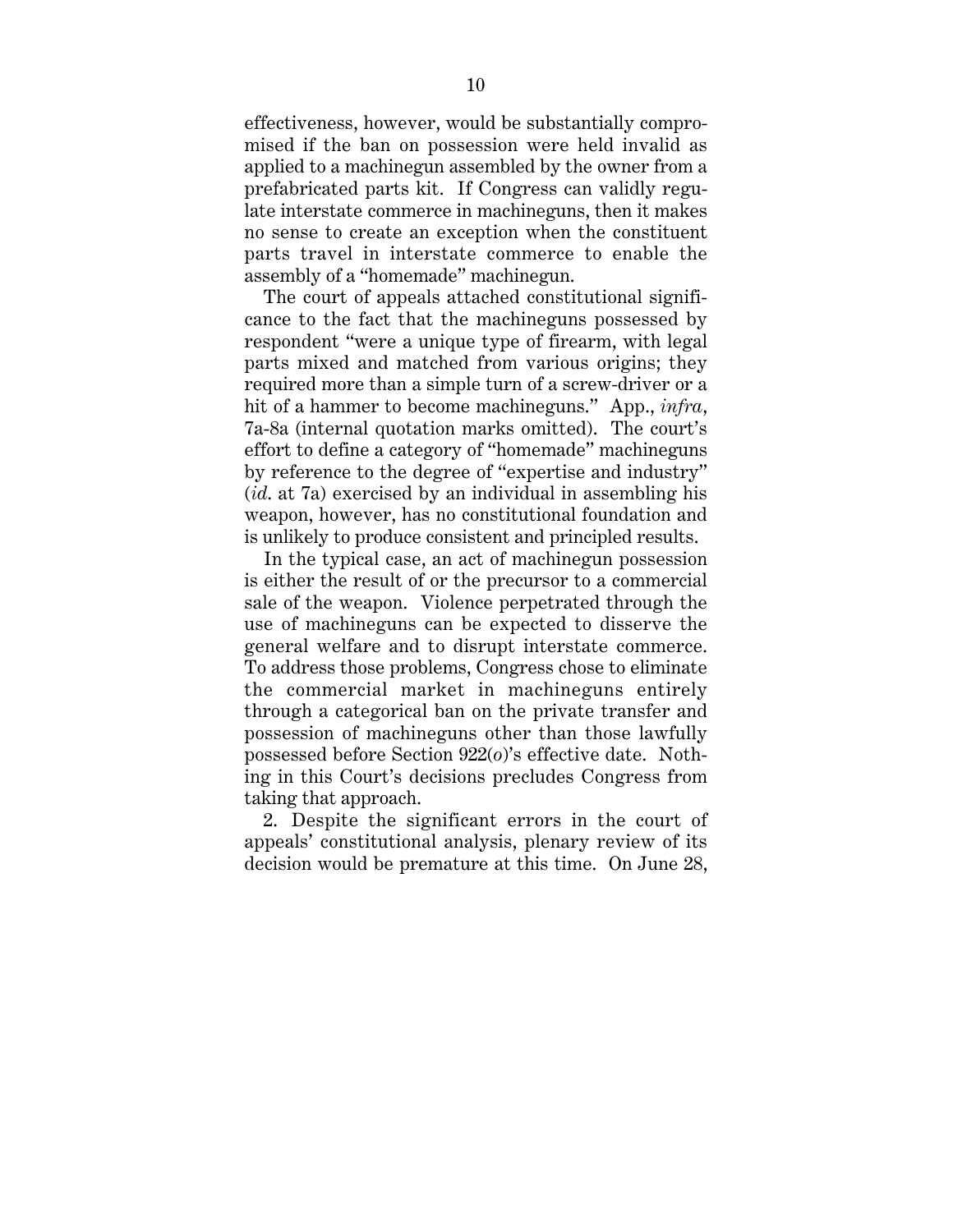effectiveness, however, would be substantially compromised if the ban on possession were held invalid as applied to a machinegun assembled by the owner from a prefabricated parts kit. If Congress can validly regulate interstate commerce in machineguns, then it makes no sense to create an exception when the constituent parts travel in interstate commerce to enable the assembly of a "homemade" machinegun.

The court of appeals attached constitutional significance to the fact that the machineguns possessed by respondent "were a unique type of firearm, with legal parts mixed and matched from various origins; they required more than a simple turn of a screw-driver or a hit of a hammer to become machineguns." App., *infra*, 7a-8a (internal quotation marks omitted). The court's effort to define a category of "homemade" machineguns by reference to the degree of "expertise and industry" (*id.* at 7a) exercised by an individual in assembling his weapon, however, has no constitutional foundation and is unlikely to produce consistent and principled results.

In the typical case, an act of machinegun possession is either the result of or the precursor to a commercial sale of the weapon. Violence perpetrated through the use of machineguns can be expected to disserve the general welfare and to disrupt interstate commerce. To address those problems, Congress chose to eliminate the commercial market in machineguns entirely through a categorical ban on the private transfer and possession of machineguns other than those lawfully possessed before Section 922(*o*)'s effective date. Nothing in this Court's decisions precludes Congress from taking that approach.

2. Despite the significant errors in the court of appeals' constitutional analysis, plenary review of its decision would be premature at this time. On June 28,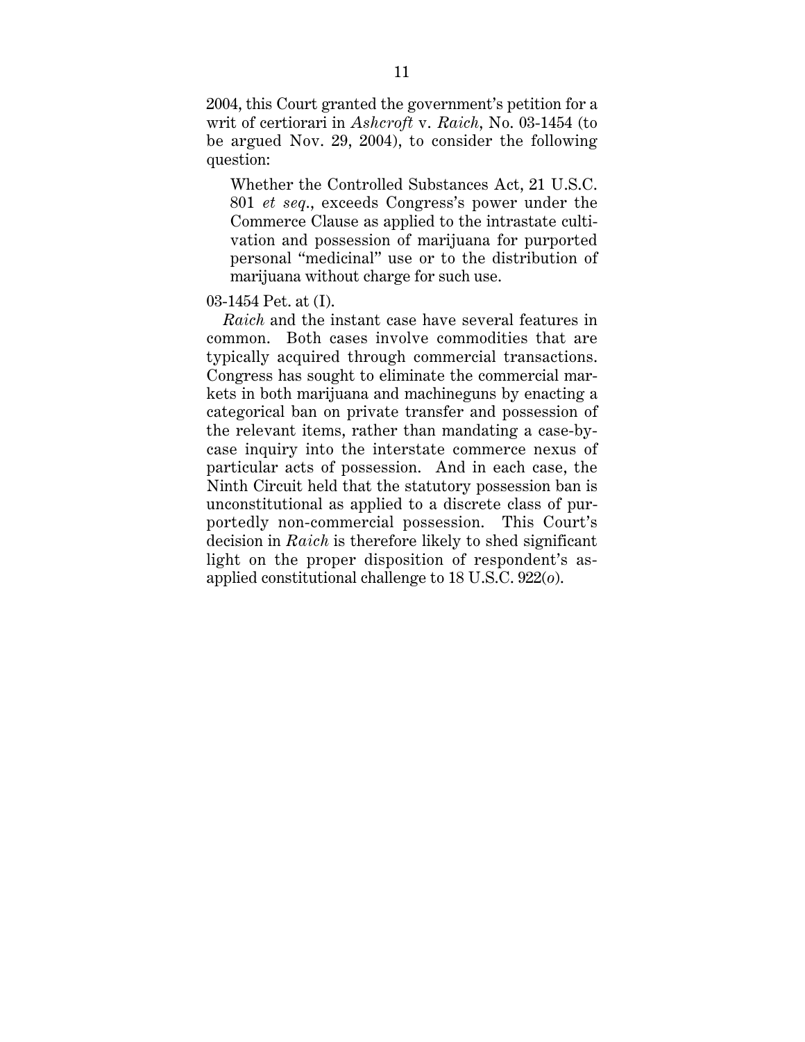2004, this Court granted the government's petition for a writ of certiorari in *Ashcroft* v. *Raich*, No. 03-1454 (to be argued Nov. 29, 2004), to consider the following question:

> Whether the Controlled Substances Act, 21 U.S.C. 801 *et seq.*, exceeds Congress's power under the Commerce Clause as applied to the intrastate cultivation and possession of marijuana for purported personal "medicinal" use or to the distribution of marijuana without charge for such use.

03-1454 Pet. at (I).

*Raich* and the instant case have several features in common. Both cases involve commodities that are typically acquired through commercial transactions. Congress has sought to eliminate the commercial markets in both marijuana and machineguns by enacting a categorical ban on private transfer and possession of the relevant items, rather than mandating a case-by-case inquiry into the interstate commerce nexus of particular acts of possession. And in each case, the Ninth Circuit held that the statutory possession ban is unconstitutional as applied to a discrete class of purportedly non-commercial possession. This Court's decision in *Raich* is therefore likely to shed significant light on the proper disposition of respondent's as-applied constitutional challenge to 18 U.S.C. 922(*o*).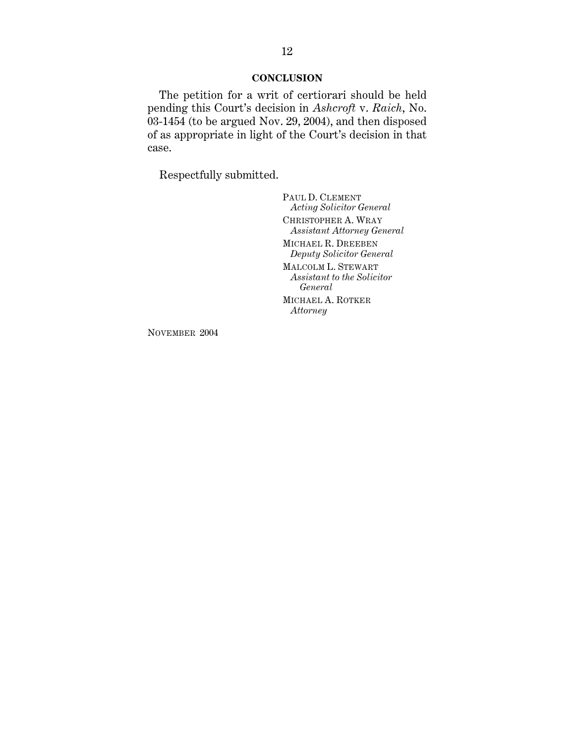## CONCLUSION

The petition for a writ of certiorari should be held pending this Court's decision in *Ashcroft* v. *Raich*, No. 03-1454 (to be argued Nov. 29, 2004), and then disposed of as appropriate in light of the Court's decision in that case.

Respectfully submitted.

PAUL D. CLEMENT
*Acting Solicitor General*

CHRISTOPHER A. WRAY
*Assistant Attorney General*

MICHAEL R. DREEBEN
*Deputy Solicitor General*

MALCOLM L. STEWART
*Assistant to the Solicitor General*

MICHAEL A. ROTKER
*Attorney*

NOVEMBER 2004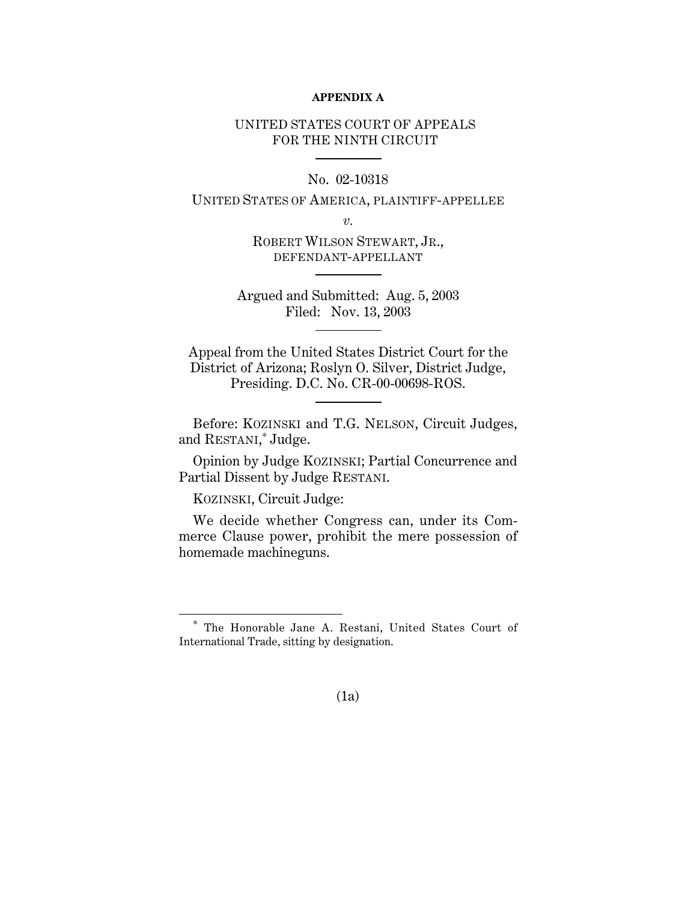**APPENDIX A**

UNITED STATES COURT OF APPEALS
FOR THE NINTH CIRCUIT

No. 02-10318

UNITED STATES OF AMERICA, PLAINTIFF-APPELLEE

*v.*

ROBERT WILSON STEWART, JR.,
DEFENDANT-APPELLANT

Argued and Submitted: Aug. 5, 2003
Filed: Nov. 13, 2003

Appeal from the United States District Court for the District of Arizona; Roslyn O. Silver, District Judge, Presiding. D.C. No. CR-00-00698-ROS.

Before: KOZINSKI and T.G. NELSON, Circuit Judges, and RESTANI,* Judge.

Opinion by Judge KOZINSKI; Partial Concurrence and Partial Dissent by Judge RESTANI.

KOZINSKI, Circuit Judge:

We decide whether Congress can, under its Commerce Clause power, prohibit the mere possession of homemade machineguns.

---

\* The Honorable Jane A. Restani, United States Court of International Trade, sitting by designation.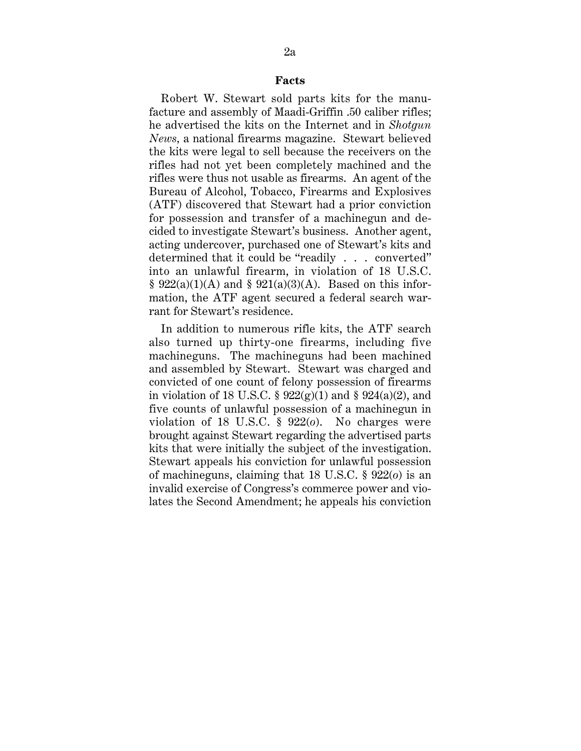## Facts

Robert W. Stewart sold parts kits for the manufacture and assembly of Maadi-Griffin .50 caliber rifles; he advertised the kits on the Internet and in *Shotgun News*, a national firearms magazine. Stewart believed the kits were legal to sell because the receivers on the rifles had not yet been completely machined and the rifles were thus not usable as firearms. An agent of the Bureau of Alcohol, Tobacco, Firearms and Explosives (ATF) discovered that Stewart had a prior conviction for possession and transfer of a machinegun and decided to investigate Stewart's business. Another agent, acting undercover, purchased one of Stewart's kits and determined that it could be "readily . . . converted" into an unlawful firearm, in violation of 18 U.S.C. § 922(a)(1)(A) and § 921(a)(3)(A). Based on this information, the ATF agent secured a federal search warrant for Stewart's residence.

In addition to numerous rifle kits, the ATF search also turned up thirty-one firearms, including five machineguns. The machineguns had been machined and assembled by Stewart. Stewart was charged and convicted of one count of felony possession of firearms in violation of 18 U.S.C. § 922(g)(1) and § 924(a)(2), and five counts of unlawful possession of a machinegun in violation of 18 U.S.C. § 922(*o*). No charges were brought against Stewart regarding the advertised parts kits that were initially the subject of the investigation. Stewart appeals his conviction for unlawful possession of machineguns, claiming that 18 U.S.C. § 922(*o*) is an invalid exercise of Congress's commerce power and violates the Second Amendment; he appeals his conviction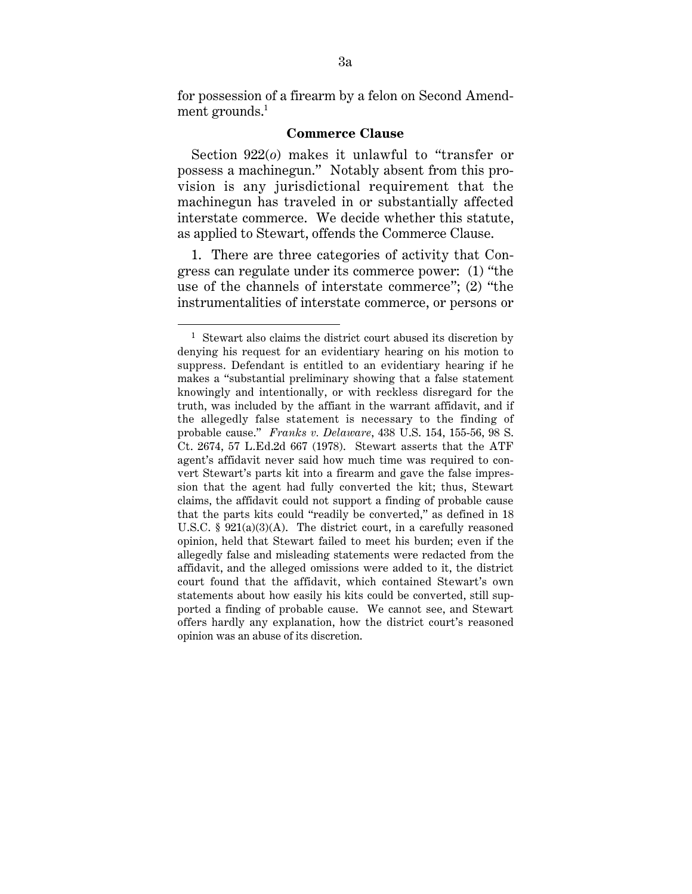for possession of a firearm by a felon on Second Amendment grounds.[1]

**Commerce Clause**

Section 922(*o*) makes it unlawful to "transfer or possess a machinegun." Notably absent from this provision is any jurisdictional requirement that the machinegun has traveled in or substantially affected interstate commerce. We decide whether this statute, as applied to Stewart, offends the Commerce Clause.

1. There are three categories of activity that Congress can regulate under its commerce power: (1) "the use of the channels of interstate commerce"; (2) "the instrumentalities of interstate commerce, or persons or

---

[1] Stewart also claims the district court abused its discretion by denying his request for an evidentiary hearing on his motion to suppress. Defendant is entitled to an evidentiary hearing if he makes a "substantial preliminary showing that a false statement knowingly and intentionally, or with reckless disregard for the truth, was included by the affiant in the warrant affidavit, and if the allegedly false statement is necessary to the finding of probable cause." *Franks v. Delaware*, 438 U.S. 154, 155-56, 98 S. Ct. 2674, 57 L.Ed.2d 667 (1978). Stewart asserts that the ATF agent's affidavit never said how much time was required to convert Stewart's parts kit into a firearm and gave the false impression that the agent had fully converted the kit; thus, Stewart claims, the affidavit could not support a finding of probable cause that the parts kits could "readily be converted," as defined in 18 U.S.C. § 921(a)(3)(A). The district court, in a carefully reasoned opinion, held that Stewart failed to meet his burden; even if the allegedly false and misleading statements were redacted from the affidavit, and the alleged omissions were added to it, the district court found that the affidavit, which contained Stewart's own statements about how easily his kits could be converted, still supported a finding of probable cause. We cannot see, and Stewart offers hardly any explanation, how the district court's reasoned opinion was an abuse of its discretion.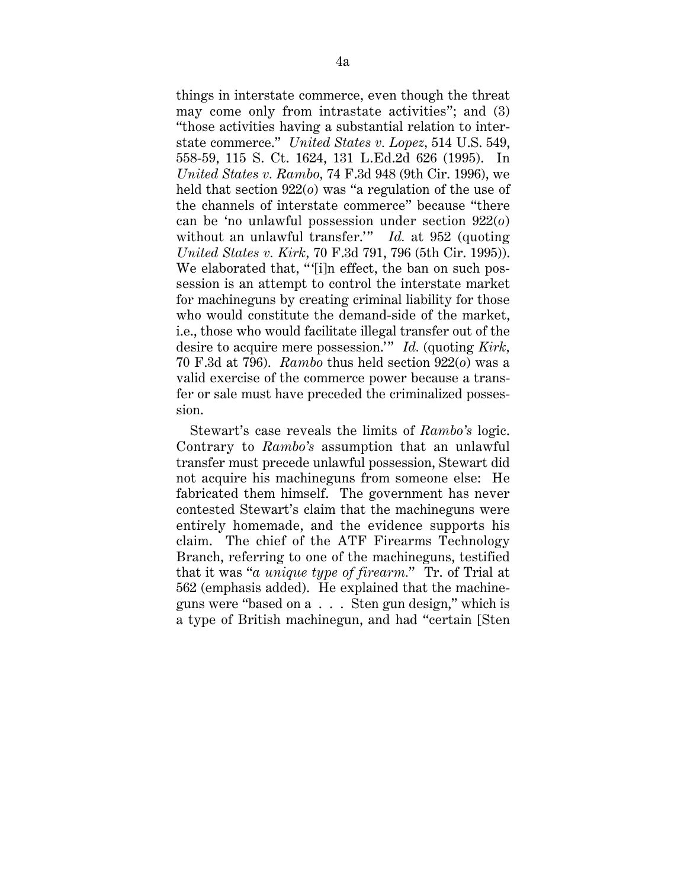things in interstate commerce, even though the threat may come only from intrastate activities"; and (3) "those activities having a substantial relation to interstate commerce." *United States v. Lopez*, 514 U.S. 549, 558-59, 115 S. Ct. 1624, 131 L.Ed.2d 626 (1995). In *United States v. Rambo*, 74 F.3d 948 (9th Cir. 1996), we held that section 922(*o*) was "a regulation of the use of the channels of interstate commerce" because "there can be 'no unlawful possession under section 922(*o*) without an unlawful transfer.'" *Id.* at 952 (quoting *United States v. Kirk*, 70 F.3d 791, 796 (5th Cir. 1995)). We elaborated that, "'[i]n effect, the ban on such possession is an attempt to control the interstate market for machineguns by creating criminal liability for those who would constitute the demand-side of the market, i.e., those who would facilitate illegal transfer out of the desire to acquire mere possession.'" *Id.* (quoting *Kirk*, 70 F.3d at 796). *Rambo* thus held section 922(*o*) was a valid exercise of the commerce power because a transfer or sale must have preceded the criminalized possession.

Stewart's case reveals the limits of *Rambo's* logic. Contrary to *Rambo's* assumption that an unlawful transfer must precede unlawful possession, Stewart did not acquire his machineguns from someone else: He fabricated them himself. The government has never contested Stewart's claim that the machineguns were entirely homemade, and the evidence supports his claim. The chief of the ATF Firearms Technology Branch, referring to one of the machineguns, testified that it was "*a unique type of firearm.*" Tr. of Trial at 562 (emphasis added). He explained that the machineguns were "based on a . . . Sten gun design," which is a type of British machinegun, and had "certain [Sten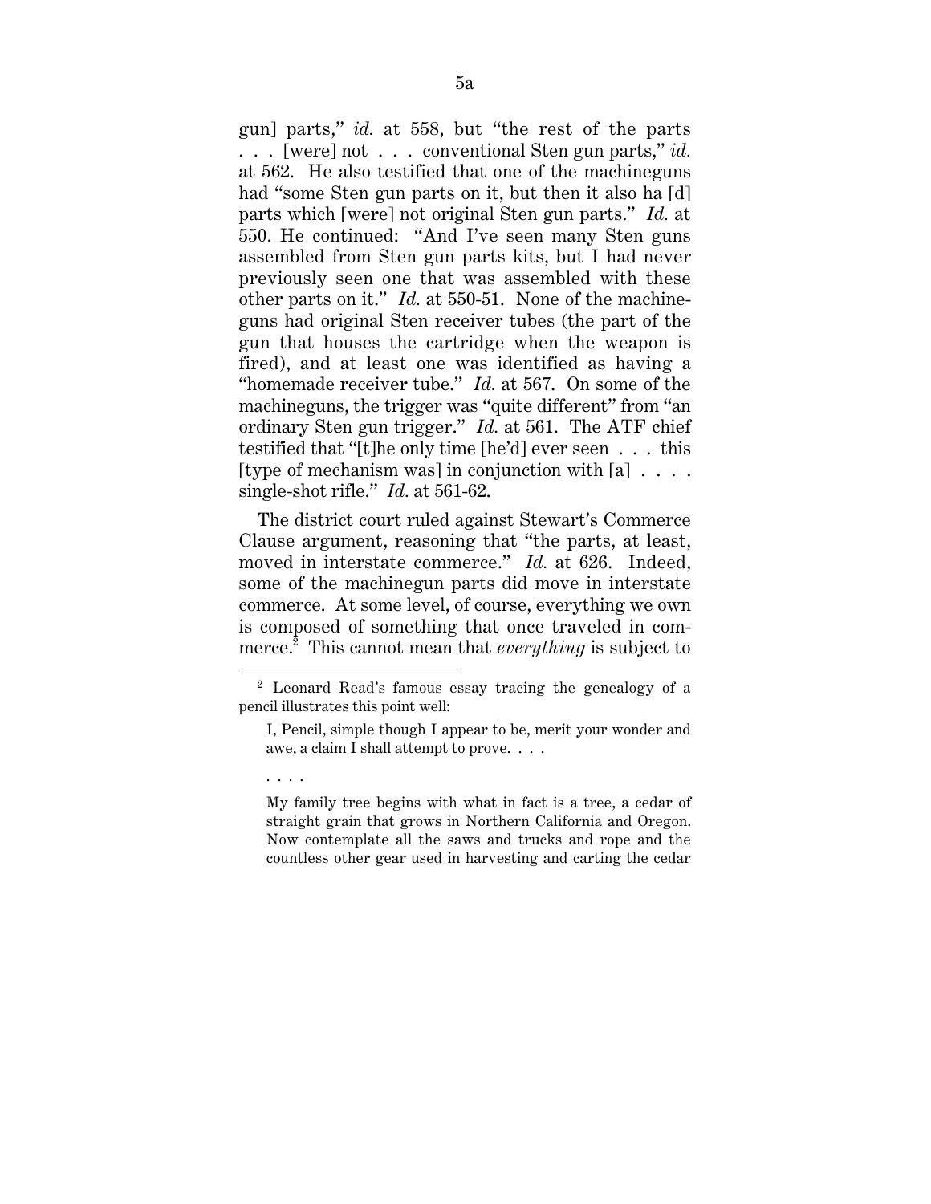gun] parts," *id.* at 558, but "the rest of the parts . . . [were] not . . . conventional Sten gun parts," *id.* at 562. He also testified that one of the machineguns had "some Sten gun parts on it, but then it also ha [d] parts which [were] not original Sten gun parts." *Id.* at 550. He continued: "And I've seen many Sten guns assembled from Sten gun parts kits, but I had never previously seen one that was assembled with these other parts on it." *Id.* at 550-51. None of the machineguns had original Sten receiver tubes (the part of the gun that houses the cartridge when the weapon is fired), and at least one was identified as having a "homemade receiver tube." *Id.* at 567. On some of the machineguns, the trigger was "quite different" from "an ordinary Sten gun trigger." *Id.* at 561. The ATF chief testified that "[t]he only time [he'd] ever seen . . . this [type of mechanism was] in conjunction with [a] . . . . single-shot rifle." *Id.* at 561-62.

The district court ruled against Stewart's Commerce Clause argument, reasoning that "the parts, at least, moved in interstate commerce." *Id.* at 626. Indeed, some of the machinegun parts did move in interstate commerce. At some level, of course, everything we own is composed of something that once traveled in commerce.[2] This cannot mean that *everything* is subject to

---

[2] Leonard Read's famous essay tracing the genealogy of a pencil illustrates this point well:

> I, Pencil, simple though I appear to be, merit your wonder and awe, a claim I shall attempt to prove. . . .
>
> . . . .
>
> My family tree begins with what in fact is a tree, a cedar of straight grain that grows in Northern California and Oregon. Now contemplate all the saws and trucks and rope and the countless other gear used in harvesting and carting the cedar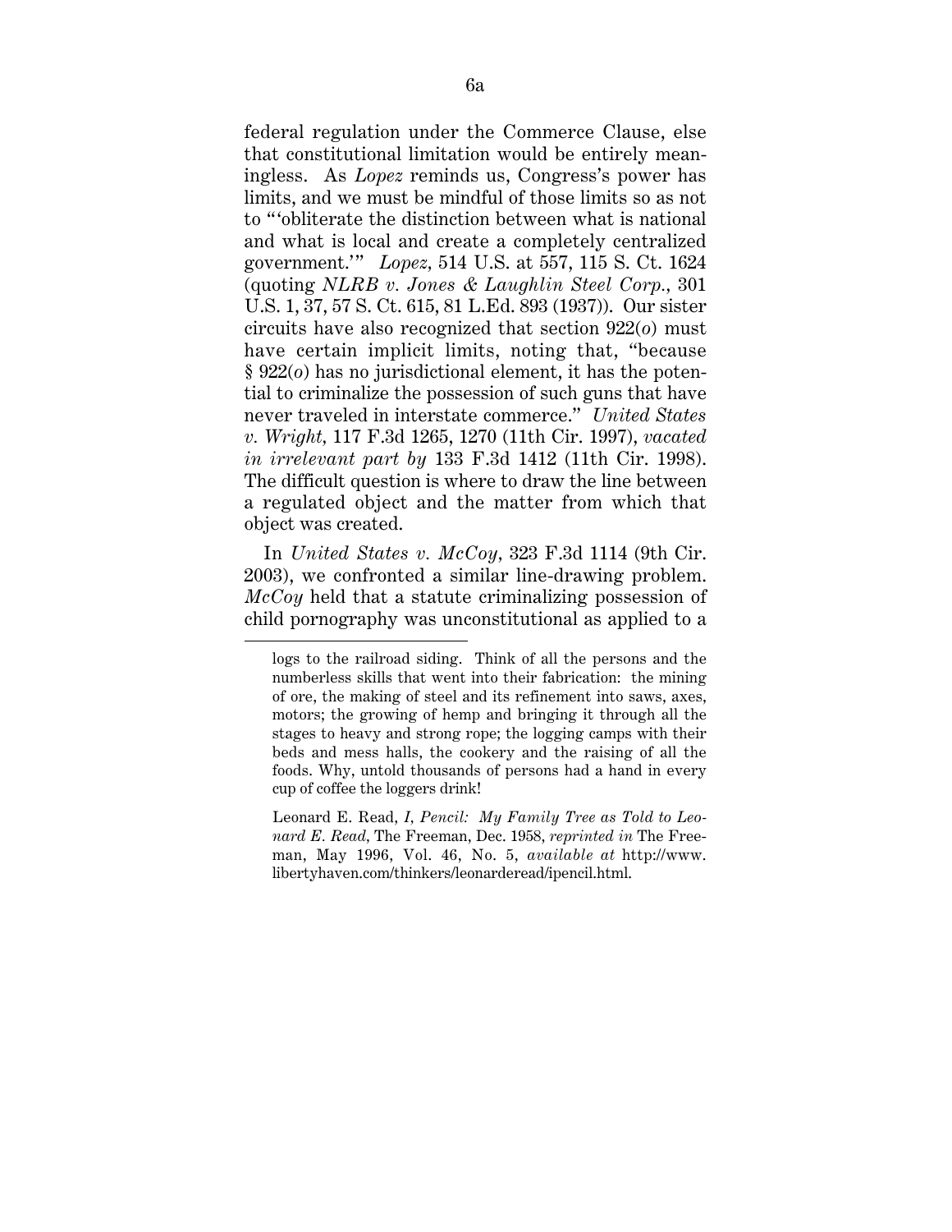federal regulation under the Commerce Clause, else that constitutional limitation would be entirely meaningless. As *Lopez* reminds us, Congress's power has limits, and we must be mindful of those limits so as not to "'obliterate the distinction between what is national and what is local and create a completely centralized government.'" *Lopez*, 514 U.S. at 557, 115 S. Ct. 1624 (quoting *NLRB v. Jones & Laughlin Steel Corp.*, 301 U.S. 1, 37, 57 S. Ct. 615, 81 L.Ed. 893 (1937)). Our sister circuits have also recognized that section 922(*o*) must have certain implicit limits, noting that, "because § 922(*o*) has no jurisdictional element, it has the potential to criminalize the possession of such guns that have never traveled in interstate commerce." *United States v. Wright*, 117 F.3d 1265, 1270 (11th Cir. 1997), *vacated in irrelevant part by* 133 F.3d 1412 (11th Cir. 1998). The difficult question is where to draw the line between a regulated object and the matter from which that object was created.

In *United States v. McCoy*, 323 F.3d 1114 (9th Cir. 2003), we confronted a similar line-drawing problem. *McCoy* held that a statute criminalizing possession of child pornography was unconstitutional as applied to a

---

logs to the railroad siding. Think of all the persons and the numberless skills that went into their fabrication: the mining of ore, the making of steel and its refinement into saws, axes, motors; the growing of hemp and bringing it through all the stages to heavy and strong rope; the logging camps with their beds and mess halls, the cookery and the raising of all the foods. Why, untold thousands of persons had a hand in every cup of coffee the loggers drink!

Leonard E. Read, *I, Pencil: My Family Tree as Told to Leonard E. Read*, The Freeman, Dec. 1958, *reprinted in* The Freeman, May 1996, Vol. 46, No. 5, *available at* http://www.libertyhaven.com/thinkers/leonarderead/ipencil.html.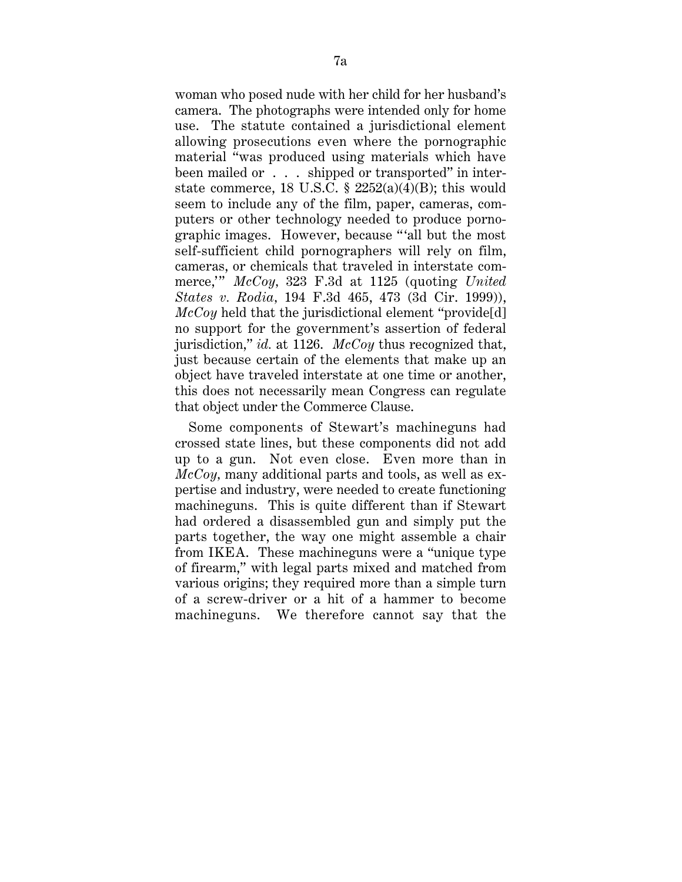woman who posed nude with her child for her husband's camera. The photographs were intended only for home use. The statute contained a jurisdictional element allowing prosecutions even where the pornographic material "was produced using materials which have been mailed or . . . shipped or transported" in interstate commerce, 18 U.S.C. § 2252(a)(4)(B); this would seem to include any of the film, paper, cameras, computers or other technology needed to produce pornographic images. However, because "'all but the most self-sufficient child pornographers will rely on film, cameras, or chemicals that traveled in interstate commerce,'" *McCoy*, 323 F.3d at 1125 (quoting *United States v. Rodia*, 194 F.3d 465, 473 (3d Cir. 1999)), *McCoy* held that the jurisdictional element "provide[d] no support for the government's assertion of federal jurisdiction," *id.* at 1126. *McCoy* thus recognized that, just because certain of the elements that make up an object have traveled interstate at one time or another, this does not necessarily mean Congress can regulate that object under the Commerce Clause.

Some components of Stewart's machineguns had crossed state lines, but these components did not add up to a gun. Not even close. Even more than in *McCoy*, many additional parts and tools, as well as expertise and industry, were needed to create functioning machineguns. This is quite different than if Stewart had ordered a disassembled gun and simply put the parts together, the way one might assemble a chair from IKEA. These machineguns were a "unique type of firearm," with legal parts mixed and matched from various origins; they required more than a simple turn of a screw-driver or a hit of a hammer to become machineguns. We therefore cannot say that the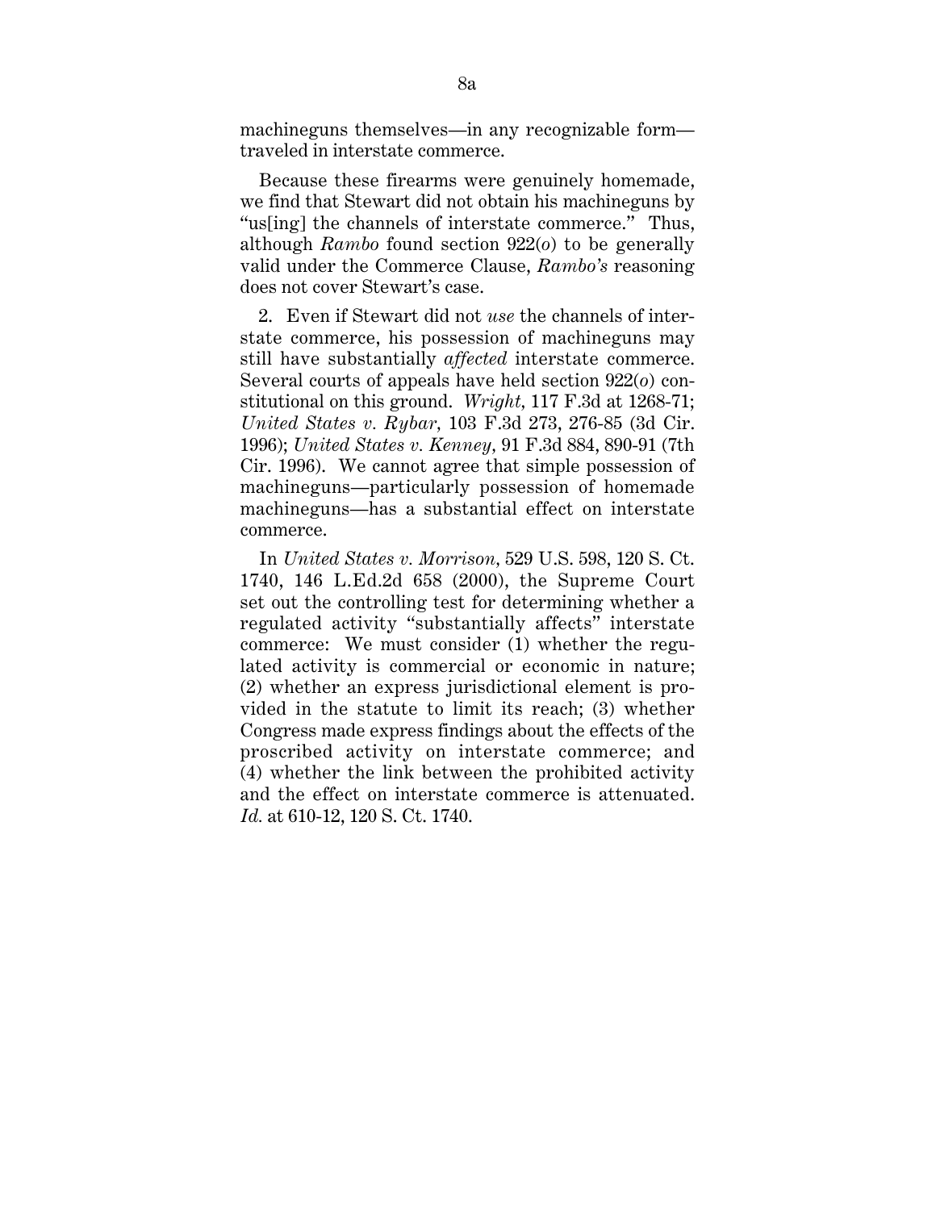machineguns themselves—in any recognizable form—traveled in interstate commerce.

Because these firearms were genuinely homemade, we find that Stewart did not obtain his machineguns by "us[ing] the channels of interstate commerce." Thus, although *Rambo* found section 922(*o*) to be generally valid under the Commerce Clause, *Rambo's* reasoning does not cover Stewart's case.

2. Even if Stewart did not *use* the channels of interstate commerce, his possession of machineguns may still have substantially *affected* interstate commerce. Several courts of appeals have held section 922(*o*) constitutional on this ground. *Wright*, 117 F.3d at 1268-71; *United States v. Rybar*, 103 F.3d 273, 276-85 (3d Cir. 1996); *United States v. Kenney*, 91 F.3d 884, 890-91 (7th Cir. 1996). We cannot agree that simple possession of machineguns—particularly possession of homemade machineguns—has a substantial effect on interstate commerce.

In *United States v. Morrison*, 529 U.S. 598, 120 S. Ct. 1740, 146 L.Ed.2d 658 (2000), the Supreme Court set out the controlling test for determining whether a regulated activity "substantially affects" interstate commerce: We must consider (1) whether the regulated activity is commercial or economic in nature; (2) whether an express jurisdictional element is provided in the statute to limit its reach; (3) whether Congress made express findings about the effects of the proscribed activity on interstate commerce; and (4) whether the link between the prohibited activity and the effect on interstate commerce is attenuated. *Id.* at 610-12, 120 S. Ct. 1740.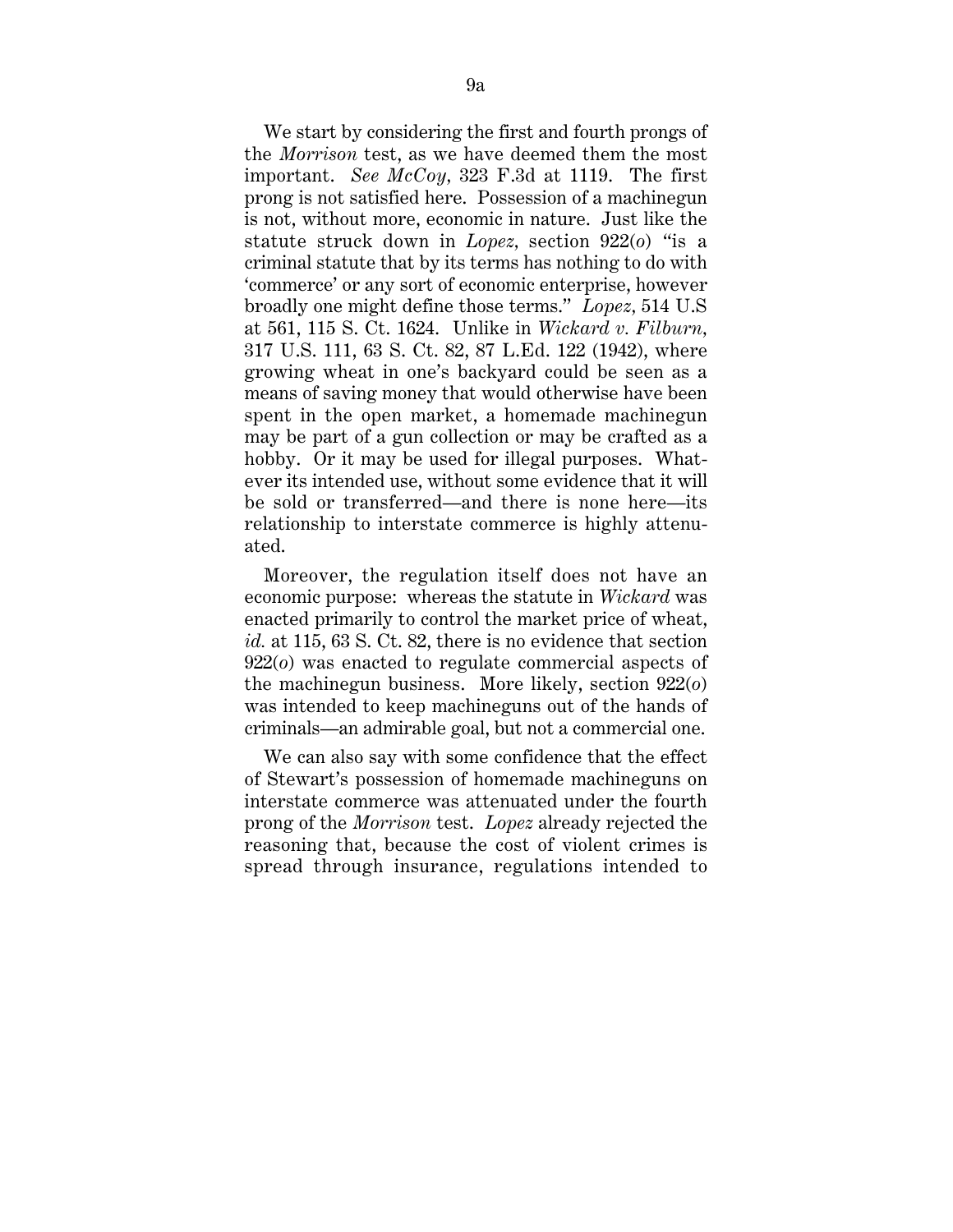We start by considering the first and fourth prongs of the *Morrison* test, as we have deemed them the most important. *See McCoy*, 323 F.3d at 1119. The first prong is not satisfied here. Possession of a machinegun is not, without more, economic in nature. Just like the statute struck down in *Lopez*, section 922(*o*) "is a criminal statute that by its terms has nothing to do with 'commerce' or any sort of economic enterprise, however broadly one might define those terms." *Lopez*, 514 U.S at 561, 115 S. Ct. 1624. Unlike in *Wickard v. Filburn*, 317 U.S. 111, 63 S. Ct. 82, 87 L.Ed. 122 (1942), where growing wheat in one's backyard could be seen as a means of saving money that would otherwise have been spent in the open market, a homemade machinegun may be part of a gun collection or may be crafted as a hobby. Or it may be used for illegal purposes. Whatever its intended use, without some evidence that it will be sold or transferred—and there is none here—its relationship to interstate commerce is highly attenuated.

Moreover, the regulation itself does not have an economic purpose: whereas the statute in *Wickard* was enacted primarily to control the market price of wheat, *id.* at 115, 63 S. Ct. 82, there is no evidence that section 922(*o*) was enacted to regulate commercial aspects of the machinegun business. More likely, section 922(*o*) was intended to keep machineguns out of the hands of criminals—an admirable goal, but not a commercial one.

We can also say with some confidence that the effect of Stewart's possession of homemade machineguns on interstate commerce was attenuated under the fourth prong of the *Morrison* test. *Lopez* already rejected the reasoning that, because the cost of violent crimes is spread through insurance, regulations intended to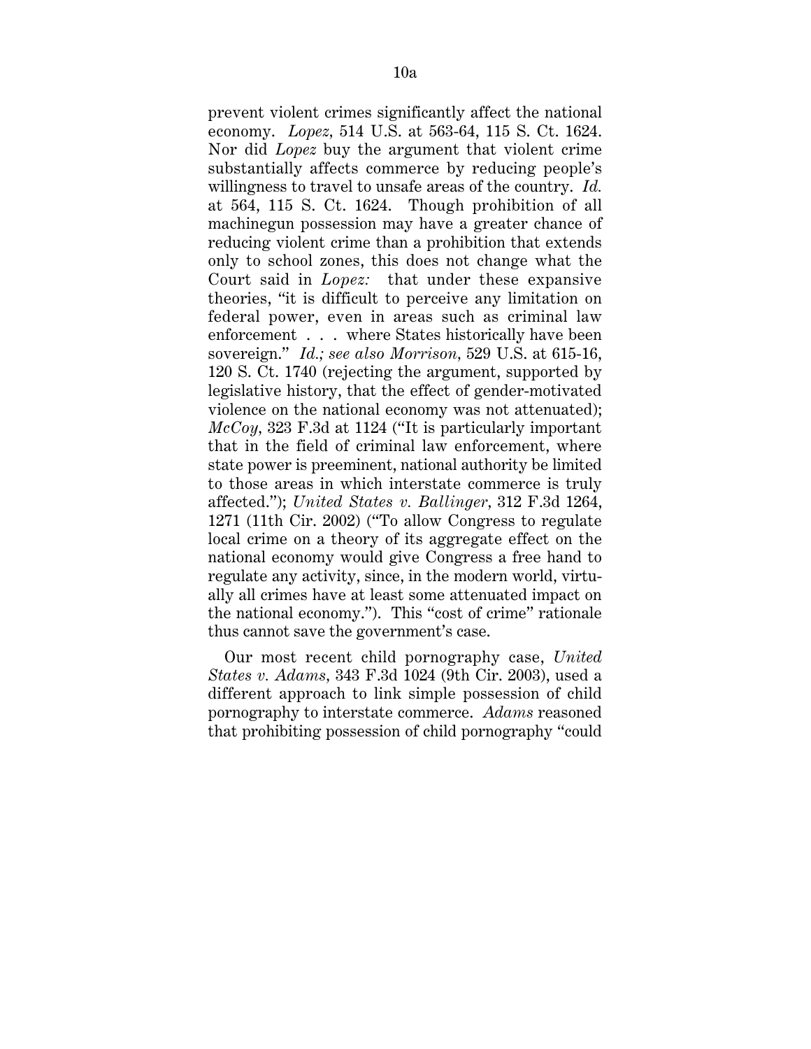prevent violent crimes significantly affect the national economy. *Lopez*, 514 U.S. at 563-64, 115 S. Ct. 1624. Nor did *Lopez* buy the argument that violent crime substantially affects commerce by reducing people's willingness to travel to unsafe areas of the country. *Id.* at 564, 115 S. Ct. 1624. Though prohibition of all machinegun possession may have a greater chance of reducing violent crime than a prohibition that extends only to school zones, this does not change what the Court said in *Lopez:* that under these expansive theories, "it is difficult to perceive any limitation on federal power, even in areas such as criminal law enforcement . . . where States historically have been sovereign." *Id.; see also Morrison*, 529 U.S. at 615-16, 120 S. Ct. 1740 (rejecting the argument, supported by legislative history, that the effect of gender-motivated violence on the national economy was not attenuated); *McCoy*, 323 F.3d at 1124 ("It is particularly important that in the field of criminal law enforcement, where state power is preeminent, national authority be limited to those areas in which interstate commerce is truly affected."); *United States v. Ballinger*, 312 F.3d 1264, 1271 (11th Cir. 2002) ("To allow Congress to regulate local crime on a theory of its aggregate effect on the national economy would give Congress a free hand to regulate any activity, since, in the modern world, virtually all crimes have at least some attenuated impact on the national economy."). This "cost of crime" rationale thus cannot save the government's case.

Our most recent child pornography case, *United States v. Adams*, 343 F.3d 1024 (9th Cir. 2003), used a different approach to link simple possession of child pornography to interstate commerce. *Adams* reasoned that prohibiting possession of child pornography "could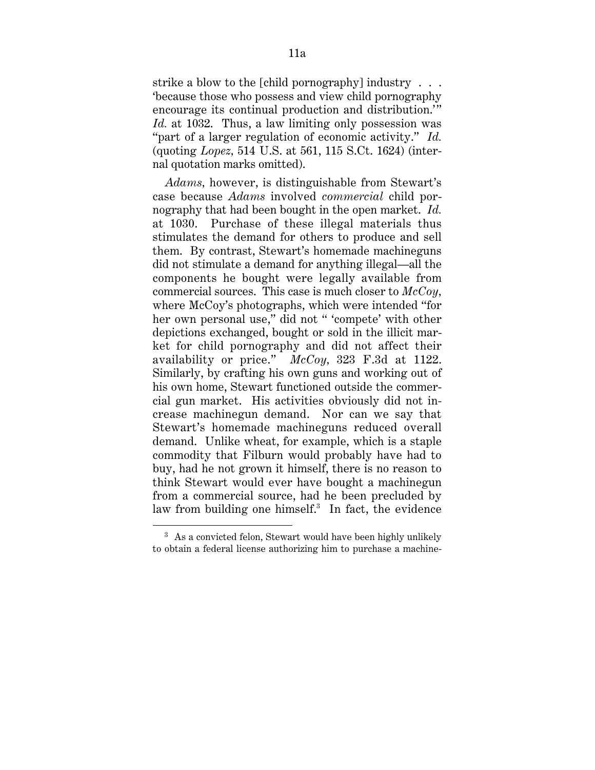strike a blow to the [child pornography] industry . . . 'because those who possess and view child pornography encourage its continual production and distribution.'" *Id.* at 1032. Thus, a law limiting only possession was "part of a larger regulation of economic activity." *Id.* (quoting *Lopez*, 514 U.S. at 561, 115 S.Ct. 1624) (internal quotation marks omitted).

*Adams*, however, is distinguishable from Stewart's case because *Adams* involved *commercial* child pornography that had been bought in the open market. *Id.* at 1030. Purchase of these illegal materials thus stimulates the demand for others to produce and sell them. By contrast, Stewart's homemade machineguns did not stimulate a demand for anything illegal—all the components he bought were legally available from commercial sources. This case is much closer to *McCoy*, where McCoy's photographs, which were intended "for her own personal use," did not " 'compete' with other depictions exchanged, bought or sold in the illicit market for child pornography and did not affect their availability or price." *McCoy*, 323 F.3d at 1122. Similarly, by crafting his own guns and working out of his own home, Stewart functioned outside the commercial gun market. His activities obviously did not increase machinegun demand. Nor can we say that Stewart's homemade machineguns reduced overall demand. Unlike wheat, for example, which is a staple commodity that Filburn would probably have had to buy, had he not grown it himself, there is no reason to think Stewart would ever have bought a machinegun from a commercial source, had he been precluded by law from building one himself.[3] In fact, the evidence

[3] As a convicted felon, Stewart would have been highly unlikely to obtain a federal license authorizing him to purchase a machine-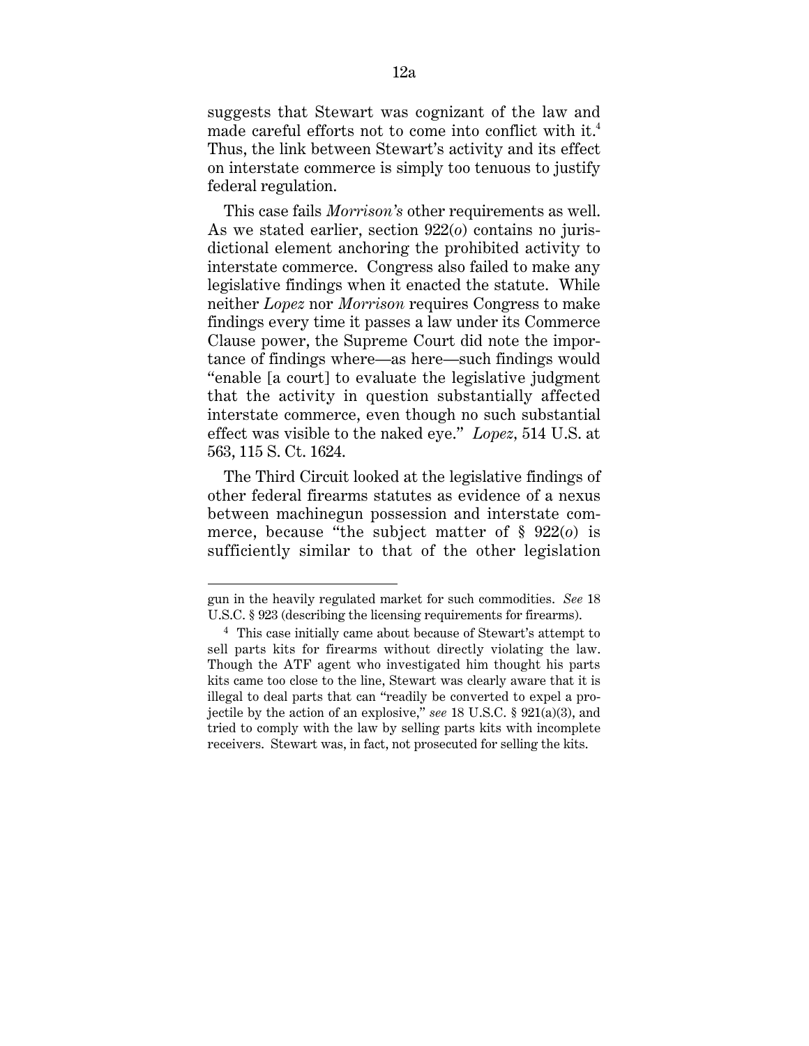suggests that Stewart was cognizant of the law and made careful efforts not to come into conflict with it.[4] Thus, the link between Stewart's activity and its effect on interstate commerce is simply too tenuous to justify federal regulation.

This case fails *Morrison's* other requirements as well. As we stated earlier, section 922(*o*) contains no jurisdictional element anchoring the prohibited activity to interstate commerce. Congress also failed to make any legislative findings when it enacted the statute. While neither *Lopez* nor *Morrison* requires Congress to make findings every time it passes a law under its Commerce Clause power, the Supreme Court did note the importance of findings where—as here—such findings would "enable [a court] to evaluate the legislative judgment that the activity in question substantially affected interstate commerce, even though no such substantial effect was visible to the naked eye." *Lopez*, 514 U.S. at 563, 115 S. Ct. 1624.

The Third Circuit looked at the legislative findings of other federal firearms statutes as evidence of a nexus between machinegun possession and interstate commerce, because "the subject matter of § 922(*o*) is sufficiently similar to that of the other legislation

---

gun in the heavily regulated market for such commodities. *See* 18 U.S.C. § 923 (describing the licensing requirements for firearms).

[4] This case initially came about because of Stewart's attempt to sell parts kits for firearms without directly violating the law. Though the ATF agent who investigated him thought his parts kits came too close to the line, Stewart was clearly aware that it is illegal to deal parts that can "readily be converted to expel a projectile by the action of an explosive," *see* 18 U.S.C. § 921(a)(3), and tried to comply with the law by selling parts kits with incomplete receivers. Stewart was, in fact, not prosecuted for selling the kits.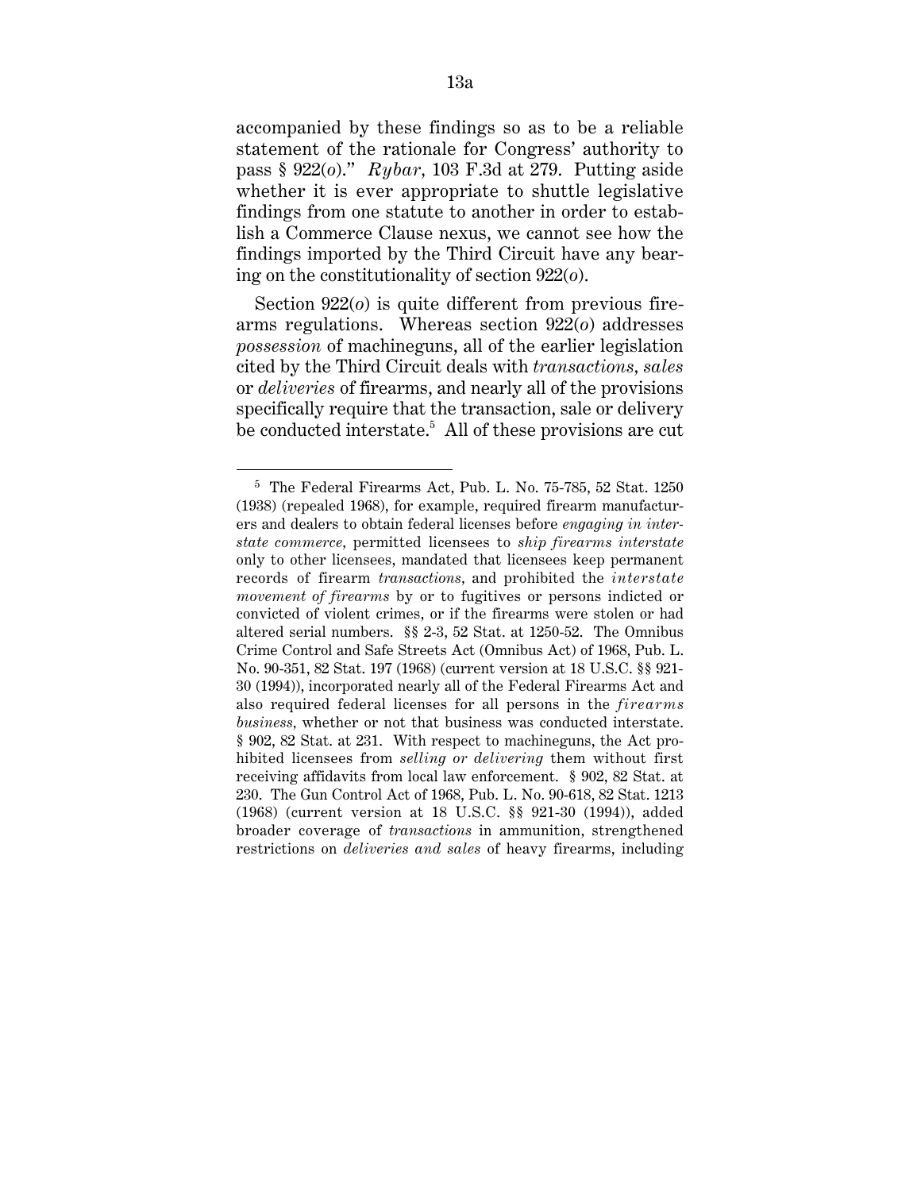accompanied by these findings so as to be a reliable statement of the rationale for Congress' authority to pass § 922(*o*)." *Rybar*, 103 F.3d at 279. Putting aside whether it is ever appropriate to shuttle legislative findings from one statute to another in order to establish a Commerce Clause nexus, we cannot see how the findings imported by the Third Circuit have any bearing on the constitutionality of section 922(*o*).

Section 922(*o*) is quite different from previous firearms regulations. Whereas section 922(*o*) addresses *possession* of machineguns, all of the earlier legislation cited by the Third Circuit deals with *transactions*, *sales* or *deliveries* of firearms, and nearly all of the provisions specifically require that the transaction, sale or delivery be conducted interstate.[5] All of these provisions are cut

---

[5] The Federal Firearms Act, Pub. L. No. 75-785, 52 Stat. 1250 (1938) (repealed 1968), for example, required firearm manufacturers and dealers to obtain federal licenses before *engaging in interstate commerce*, permitted licensees to *ship firearms interstate* only to other licensees, mandated that licensees keep permanent records of firearm *transactions*, and prohibited the *interstate movement of firearms* by or to fugitives or persons indicted or convicted of violent crimes, or if the firearms were stolen or had altered serial numbers. §§ 2-3, 52 Stat. at 1250-52. The Omnibus Crime Control and Safe Streets Act (Omnibus Act) of 1968, Pub. L. No. 90-351, 82 Stat. 197 (1968) (current version at 18 U.S.C. §§ 921-30 (1994)), incorporated nearly all of the Federal Firearms Act and also required federal licenses for all persons in the *firearms business*, whether or not that business was conducted interstate. § 902, 82 Stat. at 231. With respect to machineguns, the Act prohibited licensees from *selling or delivering* them without first receiving affidavits from local law enforcement. § 902, 82 Stat. at 230. The Gun Control Act of 1968, Pub. L. No. 90-618, 82 Stat. 1213 (1968) (current version at 18 U.S.C. §§ 921-30 (1994)), added broader coverage of *transactions* in ammunition, strengthened restrictions on *deliveries and sales* of heavy firearms, including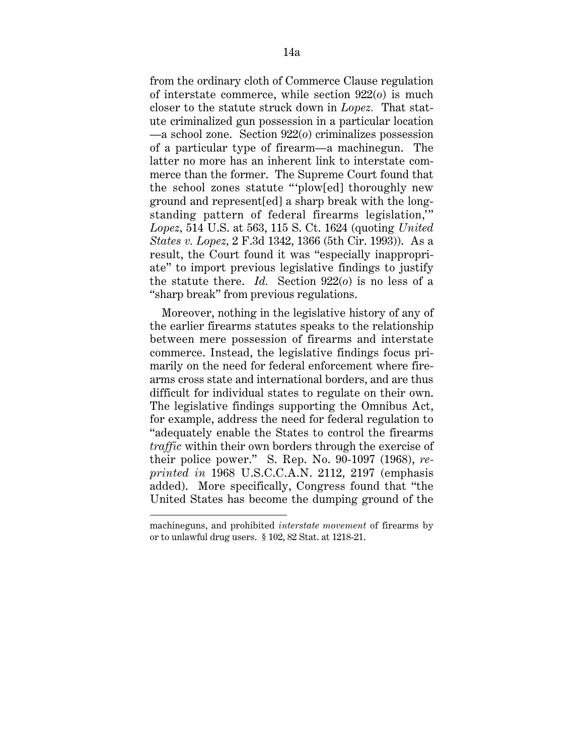from the ordinary cloth of Commerce Clause regulation of interstate commerce, while section 922(*o*) is much closer to the statute struck down in *Lopez*. That statute criminalized gun possession in a particular location—a school zone. Section 922(*o*) criminalizes possession of a particular type of firearm—a machinegun. The latter no more has an inherent link to interstate commerce than the former. The Supreme Court found that the school zones statute "'plow[ed] thoroughly new ground and represent[ed] a sharp break with the longstanding pattern of federal firearms legislation,'" *Lopez*, 514 U.S. at 563, 115 S. Ct. 1624 (quoting *United States v. Lopez*, 2 F.3d 1342, 1366 (5th Cir. 1993)). As a result, the Court found it was "especially inappropriate" to import previous legislative findings to justify the statute there. *Id.* Section 922(*o*) is no less of a "sharp break" from previous regulations.

Moreover, nothing in the legislative history of any of the earlier firearms statutes speaks to the relationship between mere possession of firearms and interstate commerce. Instead, the legislative findings focus primarily on the need for federal enforcement where firearms cross state and international borders, and are thus difficult for individual states to regulate on their own. The legislative findings supporting the Omnibus Act, for example, address the need for federal regulation to "adequately enable the States to control the firearms *traffic* within their own borders through the exercise of their police power." S. Rep. No. 90-1097 (1968), *reprinted in* 1968 U.S.C.C.A.N. 2112, 2197 (emphasis added). More specifically, Congress found that "the United States has become the dumping ground of the

---

machineguns, and prohibited *interstate movement* of firearms by or to unlawful drug users. § 102, 82 Stat. at 1218-21.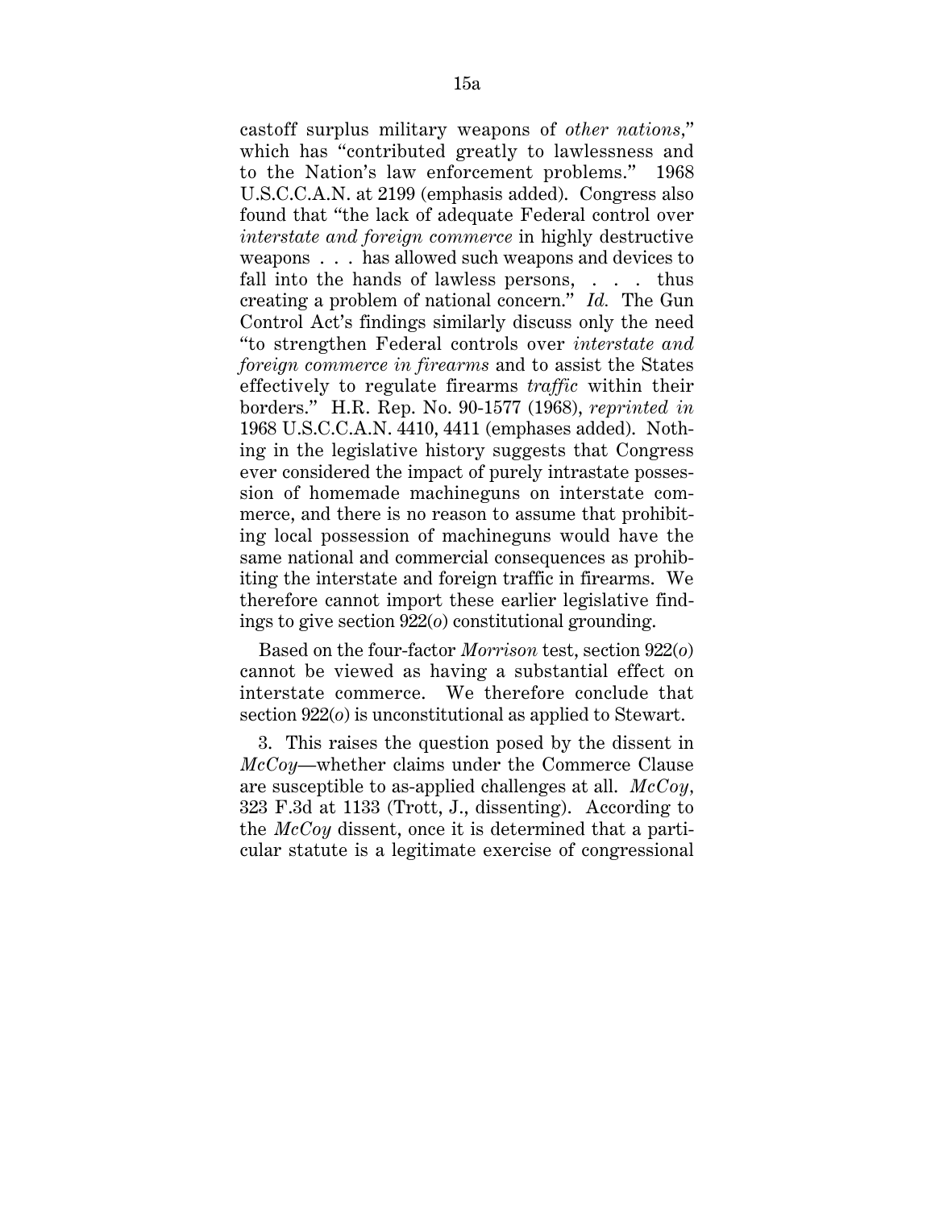castoff surplus military weapons of *other nations*," which has "contributed greatly to lawlessness and to the Nation's law enforcement problems." 1968 U.S.C.C.A.N. at 2199 (emphasis added). Congress also found that "the lack of adequate Federal control over *interstate and foreign commerce* in highly destructive weapons . . . has allowed such weapons and devices to fall into the hands of lawless persons, . . . thus creating a problem of national concern." *Id.* The Gun Control Act's findings similarly discuss only the need "to strengthen Federal controls over *interstate and foreign commerce in firearms* and to assist the States effectively to regulate firearms *traffic* within their borders." H.R. Rep. No. 90-1577 (1968), *reprinted in* 1968 U.S.C.C.A.N. 4410, 4411 (emphases added). Nothing in the legislative history suggests that Congress ever considered the impact of purely intrastate possession of homemade machineguns on interstate commerce, and there is no reason to assume that prohibiting local possession of machineguns would have the same national and commercial consequences as prohibiting the interstate and foreign traffic in firearms. We therefore cannot import these earlier legislative findings to give section 922(*o*) constitutional grounding.

Based on the four-factor *Morrison* test, section 922(*o*) cannot be viewed as having a substantial effect on interstate commerce. We therefore conclude that section 922(*o*) is unconstitutional as applied to Stewart.

3. This raises the question posed by the dissent in *McCoy*—whether claims under the Commerce Clause are susceptible to as-applied challenges at all. *McCoy*, 323 F.3d at 1133 (Trott, J., dissenting). According to the *McCoy* dissent, once it is determined that a particular statute is a legitimate exercise of congressional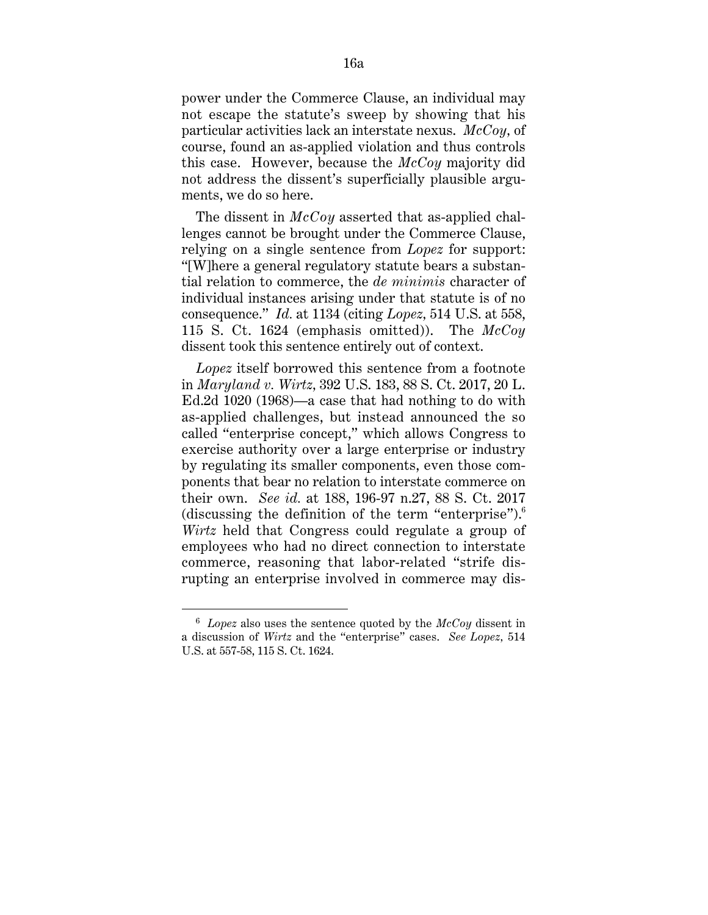power under the Commerce Clause, an individual may not escape the statute's sweep by showing that his particular activities lack an interstate nexus. *McCoy*, of course, found an as-applied violation and thus controls this case. However, because the *McCoy* majority did not address the dissent's superficially plausible arguments, we do so here.

The dissent in *McCoy* asserted that as-applied challenges cannot be brought under the Commerce Clause, relying on a single sentence from *Lopez* for support: "[W]here a general regulatory statute bears a substantial relation to commerce, the *de minimis* character of individual instances arising under that statute is of no consequence." *Id.* at 1134 (citing *Lopez*, 514 U.S. at 558, 115 S. Ct. 1624 (emphasis omitted)). The *McCoy* dissent took this sentence entirely out of context.

*Lopez* itself borrowed this sentence from a footnote in *Maryland v. Wirtz*, 392 U.S. 183, 88 S. Ct. 2017, 20 L. Ed.2d 1020 (1968)—a case that had nothing to do with as-applied challenges, but instead announced the so called "enterprise concept," which allows Congress to exercise authority over a large enterprise or industry by regulating its smaller components, even those components that bear no relation to interstate commerce on their own. *See id.* at 188, 196-97 n.27, 88 S. Ct. 2017 (discussing the definition of the term "enterprise").[6] *Wirtz* held that Congress could regulate a group of employees who had no direct connection to interstate commerce, reasoning that labor-related "strife disrupting an enterprise involved in commerce may dis-

---

[6] *Lopez* also uses the sentence quoted by the *McCoy* dissent in a discussion of *Wirtz* and the "enterprise" cases. *See Lopez*, 514 U.S. at 557-58, 115 S. Ct. 1624.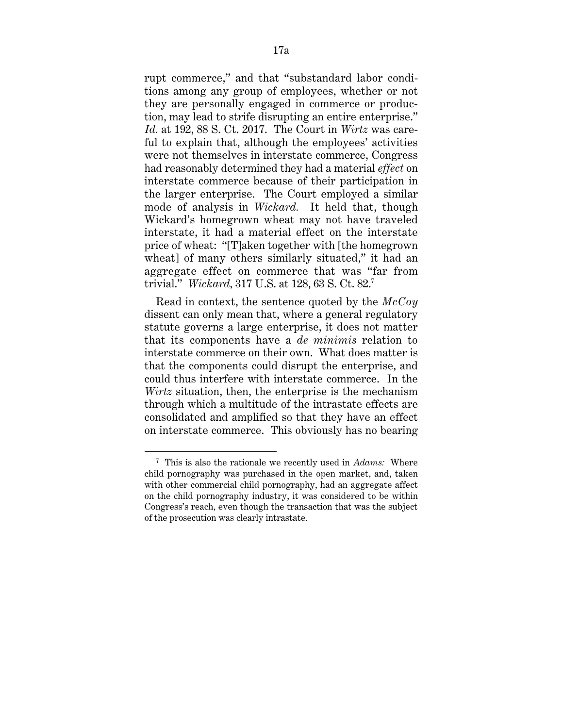rupt commerce," and that "substandard labor conditions among any group of employees, whether or not they are personally engaged in commerce or production, may lead to strife disrupting an entire enterprise." *Id.* at 192, 88 S. Ct. 2017. The Court in *Wirtz* was careful to explain that, although the employees' activities were not themselves in interstate commerce, Congress had reasonably determined they had a material *effect* on interstate commerce because of their participation in the larger enterprise. The Court employed a similar mode of analysis in *Wickard.* It held that, though Wickard's homegrown wheat may not have traveled interstate, it had a material effect on the interstate price of wheat: "[T]aken together with [the homegrown wheat] of many others similarly situated," it had an aggregate effect on commerce that was "far from trivial." *Wickard,* 317 U.S. at 128, 63 S. Ct. 82.[7]

Read in context, the sentence quoted by the *McCoy* dissent can only mean that, where a general regulatory statute governs a large enterprise, it does not matter that its components have a *de minimis* relation to interstate commerce on their own. What does matter is that the components could disrupt the enterprise, and could thus interfere with interstate commerce. In the *Wirtz* situation, then, the enterprise is the mechanism through which a multitude of the intrastate effects are consolidated and amplified so that they have an effect on interstate commerce. This obviously has no bearing

[7] This is also the rationale we recently used in *Adams:* Where child pornography was purchased in the open market, and, taken with other commercial child pornography, had an aggregate affect on the child pornography industry, it was considered to be within Congress's reach, even though the transaction that was the subject of the prosecution was clearly intrastate.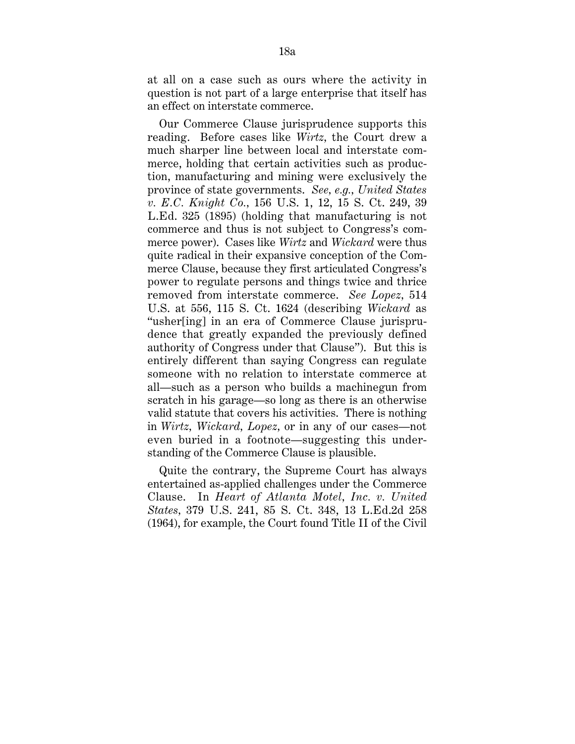at all on a case such as ours where the activity in question is not part of a large enterprise that itself has an effect on interstate commerce.

Our Commerce Clause jurisprudence supports this reading. Before cases like *Wirtz*, the Court drew a much sharper line between local and interstate commerce, holding that certain activities such as production, manufacturing and mining were exclusively the province of state governments. *See, e.g.*, *United States v. E.C. Knight Co.*, 156 U.S. 1, 12, 15 S. Ct. 249, 39 L.Ed. 325 (1895) (holding that manufacturing is not commerce and thus is not subject to Congress's commerce power). Cases like *Wirtz* and *Wickard* were thus quite radical in their expansive conception of the Commerce Clause, because they first articulated Congress's power to regulate persons and things twice and thrice removed from interstate commerce. *See Lopez*, 514 U.S. at 556, 115 S. Ct. 1624 (describing *Wickard* as "usher[ing] in an era of Commerce Clause jurisprudence that greatly expanded the previously defined authority of Congress under that Clause"). But this is entirely different than saying Congress can regulate someone with no relation to interstate commerce at all—such as a person who builds a machinegun from scratch in his garage—so long as there is an otherwise valid statute that covers his activities. There is nothing in *Wirtz*, *Wickard*, *Lopez*, or in any of our cases—not even buried in a footnote—suggesting this understanding of the Commerce Clause is plausible.

Quite the contrary, the Supreme Court has always entertained as-applied challenges under the Commerce Clause. In *Heart of Atlanta Motel, Inc. v. United States*, 379 U.S. 241, 85 S. Ct. 348, 13 L.Ed.2d 258 (1964), for example, the Court found Title II of the Civil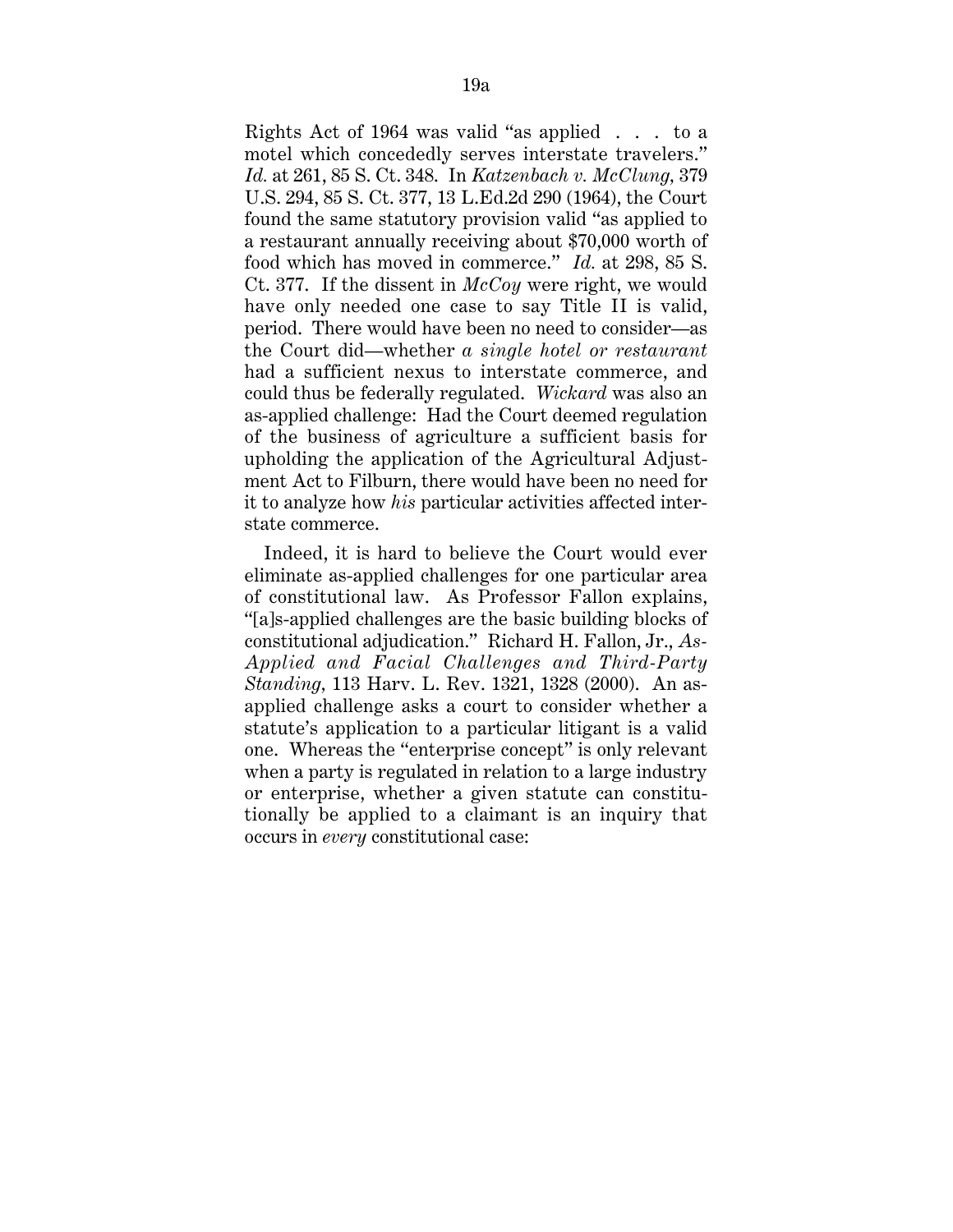Rights Act of 1964 was valid "as applied . . . to a motel which concededly serves interstate travelers." *Id.* at 261, 85 S. Ct. 348. In *Katzenbach v. McClung*, 379 U.S. 294, 85 S. Ct. 377, 13 L.Ed.2d 290 (1964), the Court found the same statutory provision valid "as applied to a restaurant annually receiving about $70,000 worth of food which has moved in commerce." *Id.* at 298, 85 S. Ct. 377. If the dissent in *McCoy* were right, we would have only needed one case to say Title II is valid, period. There would have been no need to consider—as the Court did—whether *a single hotel or restaurant* had a sufficient nexus to interstate commerce, and could thus be federally regulated. *Wickard* was also an as-applied challenge: Had the Court deemed regulation of the business of agriculture a sufficient basis for upholding the application of the Agricultural Adjustment Act to Filburn, there would have been no need for it to analyze how *his* particular activities affected interstate commerce.

Indeed, it is hard to believe the Court would ever eliminate as-applied challenges for one particular area of constitutional law. As Professor Fallon explains, "[a]s-applied challenges are the basic building blocks of constitutional adjudication." Richard H. Fallon, Jr., *As-Applied and Facial Challenges and Third-Party Standing*, 113 Harv. L. Rev. 1321, 1328 (2000). An as-applied challenge asks a court to consider whether a statute's application to a particular litigant is a valid one. Whereas the "enterprise concept" is only relevant when a party is regulated in relation to a large industry or enterprise, whether a given statute can constitutionally be applied to a claimant is an inquiry that occurs in *every* constitutional case: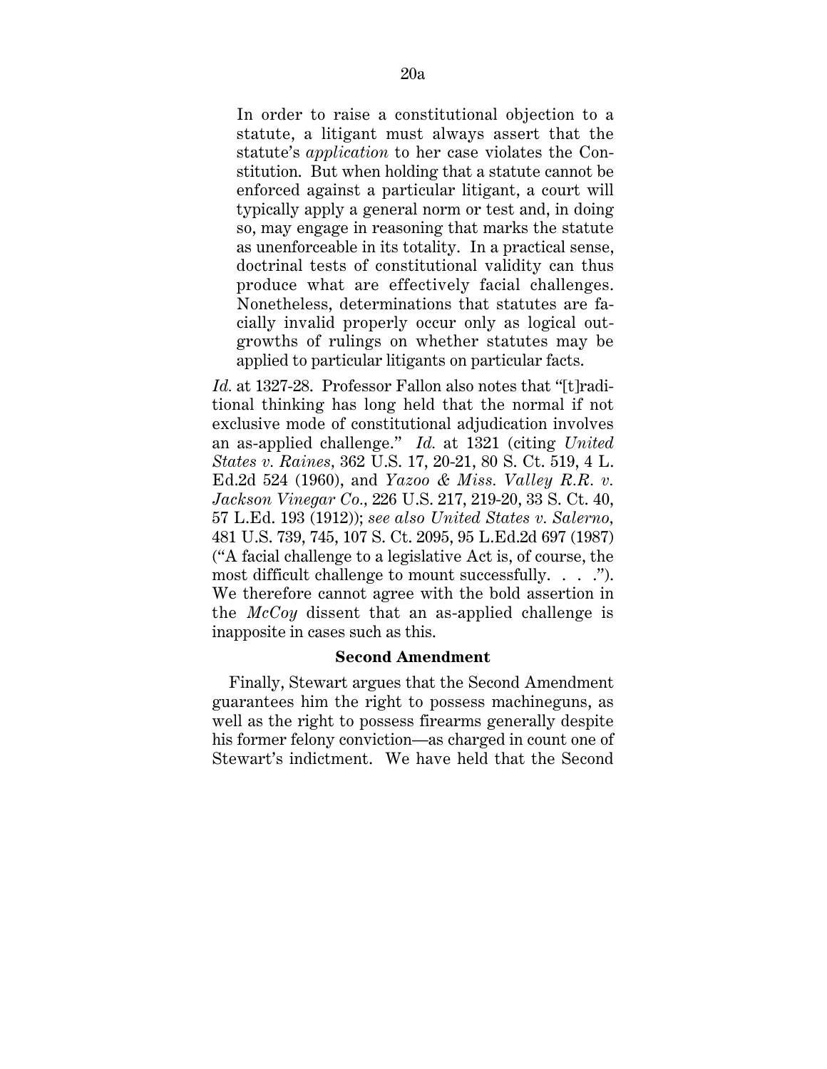> In order to raise a constitutional objection to a statute, a litigant must always assert that the statute's *application* to her case violates the Constitution. But when holding that a statute cannot be enforced against a particular litigant, a court will typically apply a general norm or test and, in doing so, may engage in reasoning that marks the statute as unenforceable in its totality. In a practical sense, doctrinal tests of constitutional validity can thus produce what are effectively facial challenges. Nonetheless, determinations that statutes are facially invalid properly occur only as logical outgrowths of rulings on whether statutes may be applied to particular litigants on particular facts.

*Id.* at 1327-28. Professor Fallon also notes that "[t]raditional thinking has long held that the normal if not exclusive mode of constitutional adjudication involves an as-applied challenge." *Id.* at 1321 (citing *United States v. Raines*, 362 U.S. 17, 20-21, 80 S. Ct. 519, 4 L. Ed.2d 524 (1960), and *Yazoo & Miss. Valley R.R. v. Jackson Vinegar Co.*, 226 U.S. 217, 219-20, 33 S. Ct. 40, 57 L.Ed. 193 (1912)); *see also United States v. Salerno*, 481 U.S. 739, 745, 107 S. Ct. 2095, 95 L.Ed.2d 697 (1987) ("A facial challenge to a legislative Act is, of course, the most difficult challenge to mount successfully. . . ."). We therefore cannot agree with the bold assertion in the *McCoy* dissent that an as-applied challenge is inapposite in cases such as this.

**Second Amendment**

Finally, Stewart argues that the Second Amendment guarantees him the right to possess machineguns, as well as the right to possess firearms generally despite his former felony conviction—as charged in count one of Stewart's indictment. We have held that the Second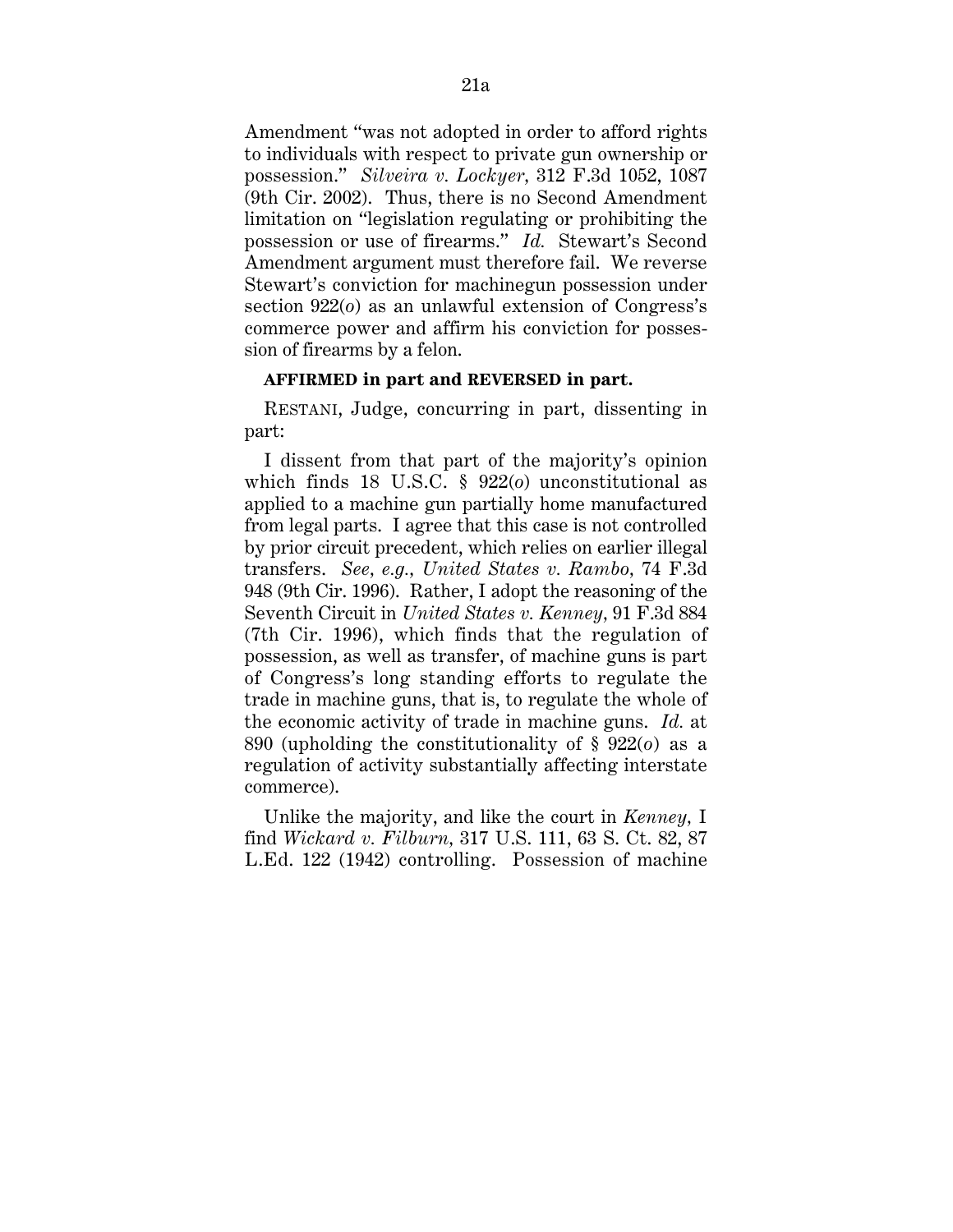Amendment "was not adopted in order to afford rights to individuals with respect to private gun ownership or possession." *Silveira v. Lockyer*, 312 F.3d 1052, 1087 (9th Cir. 2002). Thus, there is no Second Amendment limitation on "legislation regulating or prohibiting the possession or use of firearms." *Id.* Stewart's Second Amendment argument must therefore fail. We reverse Stewart's conviction for machinegun possession under section 922(*o*) as an unlawful extension of Congress's commerce power and affirm his conviction for possession of firearms by a felon.

**AFFIRMED in part and REVERSED in part.**

RESTANI, Judge, concurring in part, dissenting in part:

I dissent from that part of the majority's opinion which finds 18 U.S.C. § 922(*o*) unconstitutional as applied to a machine gun partially home manufactured from legal parts. I agree that this case is not controlled by prior circuit precedent, which relies on earlier illegal transfers. *See, e.g.*, *United States v. Rambo*, 74 F.3d 948 (9th Cir. 1996). Rather, I adopt the reasoning of the Seventh Circuit in *United States v. Kenney*, 91 F.3d 884 (7th Cir. 1996), which finds that the regulation of possession, as well as transfer, of machine guns is part of Congress's long standing efforts to regulate the trade in machine guns, that is, to regulate the whole of the economic activity of trade in machine guns. *Id.* at 890 (upholding the constitutionality of § 922(*o*) as a regulation of activity substantially affecting interstate commerce).

Unlike the majority, and like the court in *Kenney,* I find *Wickard v. Filburn*, 317 U.S. 111, 63 S. Ct. 82, 87 L.Ed. 122 (1942) controlling. Possession of machine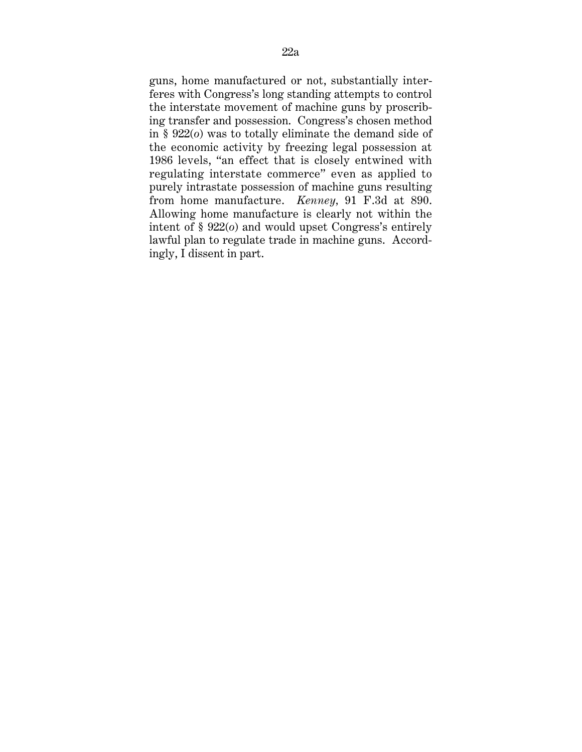guns, home manufactured or not, substantially interferes with Congress's long standing attempts to control the interstate movement of machine guns by proscribing transfer and possession. Congress's chosen method in § 922(*o*) was to totally eliminate the demand side of the economic activity by freezing legal possession at 1986 levels, "an effect that is closely entwined with regulating interstate commerce" even as applied to purely intrastate possession of machine guns resulting from home manufacture. *Kenney*, 91 F.3d at 890. Allowing home manufacture is clearly not within the intent of § 922(*o*) and would upset Congress's entirely lawful plan to regulate trade in machine guns. Accordingly, I dissent in part.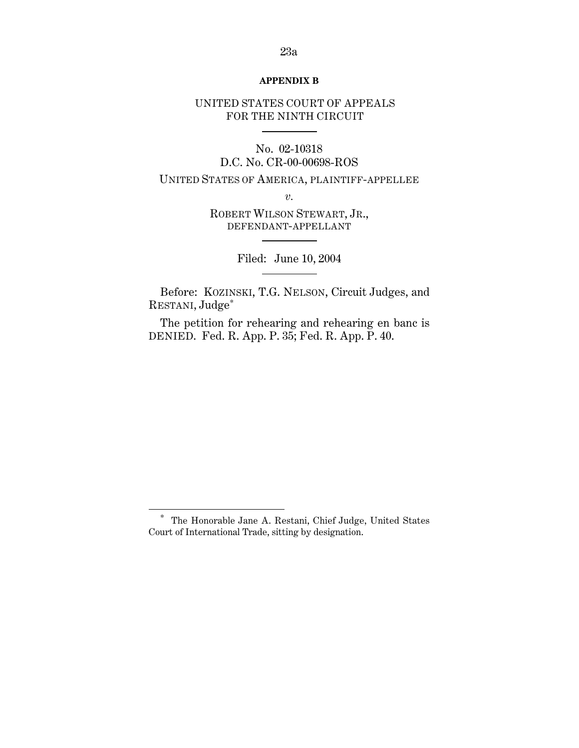**APPENDIX B**

UNITED STATES COURT OF APPEALS
FOR THE NINTH CIRCUIT

No. 02-10318
D.C. No. CR-00-00698-ROS

UNITED STATES OF AMERICA, PLAINTIFF-APPELLEE

*v.*

ROBERT WILSON STEWART, JR.,
DEFENDANT-APPELLANT

Filed: June 10, 2004

Before: KOZINSKI, T.G. NELSON, Circuit Judges, and RESTANI, Judge*

The petition for rehearing and rehearing en banc is DENIED. Fed. R. App. P. 35; Fed. R. App. P. 40.

* The Honorable Jane A. Restani, Chief Judge, United States Court of International Trade, sitting by designation.